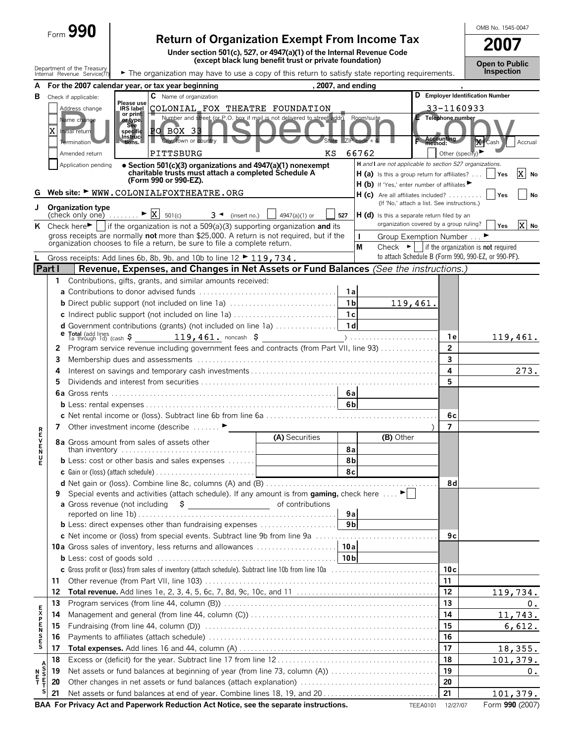Form **990**

# Return of Organization Exempt From Income Tax

**Under section 501(c), 527, or 4947(a)(1) of the Internal Revenue Code (except black lung benefit trust or private foundation)**

Department of the Treasury Internal Revenue Service(77)

► The organization may have to use a copy of this return to satisfy state reporting requirements.

OMB No. 1545-0047

**2007**

**Open to Public Inspection**

Public Inspection Copy

**A** For the 2007 calendar year, or tax year beginning , 2007, and ending ,

**B** Check if applicable:
- Address change
- Name change
- [X] Initial return
- Termination
- Amended return
- Application pending

Please use IRS label or print or type. See specific Instructions.

**C** Name of organization: COLONIAL FOX THEATRE FOUNDATION

Number and street (or P.O. box if mail is not delivered to street addr) Room/suite: PO BOX 33

City, town or country / State / ZIP code + 4: PITTSBURG KS 66762

**D** Employer Identification Number: 33-1160933

**E** Telephone number:

**F** Accounting method: [X] Cash [ ] Accrual [ ] Other (specify) ►

• Section 501(c)(3) organizations and 4947(a)(1) nonexempt charitable trusts must attach a completed Schedule A (Form 990 or 990-EZ).

H and I are not applicable to section 527 organizations.

**H (a)** Is this a group return for affiliates? . . . [ ] Yes [X] No

**H (b)** If 'Yes,' enter number of affiliates ►

**H (c)** Are all affiliates included? . . . . . . . . . [ ] Yes [ ] No (If 'No,' attach a list. See instructions.)

**H (d)** Is this a separate return filed by an organization covered by a group ruling? [ ] Yes [X] No

**G** Web site: ► WWW.COLONIALFOXTHEATRE.ORG

**J** Organization type (check only one) . . . . . . . ► [X] 501(c) 3 ◄ (insert no.) [ ] 4947(a)(1) or [ ] 527

**K** Check here ► [ ] if the organization is not a 509(a)(3) supporting organization **and** its gross receipts are normally **not** more than $25,000. A return is not required, but if the organization chooses to file a return, be sure to file a complete return.

**I** Group Exemption Number . . . ►

**M** Check ► [ ] if the organization is **not** required to attach Schedule B (Form 990, 990-EZ, or 990-PF).

**L** Gross receipts: Add lines 6b, 8b, 9b, and 10b to line 12 ► 119,734.

## Part I — Revenue, Expenses, and Changes in Net Assets or Fund Balances *(See the instructions.)*

### Revenue

| Line | Description | Sub-line | Sub-amount | Line | Amount |
|---|---|---|---|---|---|
| 1 | Contributions, gifts, grants, and similar amounts received: | | | | |
| a | Contributions to donor advised funds | 1a | | | |
| b | Direct public support (not included on line 1a) | 1b | 119,461. | | |
| c | Indirect public support (not included on line 1a) | 1c | | | |
| d | Government contributions (grants) (not included on line 1a) | 1d | | | |
| e | Total (add lines 1a through 1d) (cash $ 119,461. noncash $ ) | | | 1e | 119,461. |
| 2 | Program service revenue including government fees and contracts (from Part VII, line 93) | | | 2 | |
| 3 | Membership dues and assessments | | | 3 | |
| 4 | Interest on savings and temporary cash investments | | | 4 | 273. |
| 5 | Dividends and interest from securities | | | 5 | |
| 6a | Gross rents | 6a | | | |
| b | Less: rental expenses | 6b | | | |
| c | Net rental income or (loss). Subtract line 6b from line 6a | | | 6c | |
| 7 | Other investment income (describe ► ) | | | 7 | |

| Line | Description | (A) Securities | Sub-line | (B) Other |
|---|---|---|---|---|
| 8a | Gross amount from sales of assets other than inventory | | 8a | |
| b | Less: cost or other basis and sales expenses | | 8b | |
| c | Gain or (loss) (attach schedule) | | 8c | |

| Line | Description | Sub-line | Sub-amount | Line | Amount |
|---|---|---|---|---|---|
| d | Net gain or (loss). Combine line 8c, columns (A) and (B) | | | 8d | |
| 9 | Special events and activities (attach schedule). If any amount is from **gaming,** check here ► [ ] | | | | |
| a | Gross revenue (not including $ of contributions reported on line 1b) | 9a | | | |
| b | Less: direct expenses other than fundraising expenses | 9b | | | |
| c | Net income or (loss) from special events. Subtract line 9b from line 9a | | | 9c | |
| 10a | Gross sales of inventory, less returns and allowances | 10a | | | |
| b | Less: cost of goods sold | 10b | | | |
| c | Gross profit or (loss) from sales of inventory (attach schedule). Subtract line 10b from line 10a | | | 10c | |
| 11 | Other revenue (from Part VII, line 103) | | | 11 | |
| 12 | **Total revenue.** Add lines 1e, 2, 3, 4, 5, 6c, 7, 8d, 9c, 10c, and 11 | | | 12 | 119,734. |

### Expenses

| Line | Description | Line | Amount |
|---|---|---|---|
| 13 | Program services (from line 44, column (B)) | 13 | 0. |
| 14 | Management and general (from line 44, column (C)) | 14 | 11,743. |
| 15 | Fundraising (from line 44, column (D)) | 15 | 6,612. |
| 16 | Payments to affiliates (attach schedule) | 16 | |
| 17 | **Total expenses.** Add lines 16 and 44, column (A) | 17 | 18,355. |

### Net Assets

| Line | Description | Line | Amount |
|---|---|---|---|
| 18 | Excess or (deficit) for the year. Subtract line 17 from line 12 | 18 | 101,379. |
| 19 | Net assets or fund balances at beginning of year (from line 73, column (A)) | 19 | 0. |
| 20 | Other changes in net assets or fund balances (attach explanation) | 20 | |
| 21 | Net assets or fund balances at end of year. Combine lines 18, 19, and 20 | 21 | 101,379. |

**BAA For Privacy Act and Paperwork Reduction Act Notice, see the separate instructions.** TEEA0101 12/27/07 Form **990** (2007)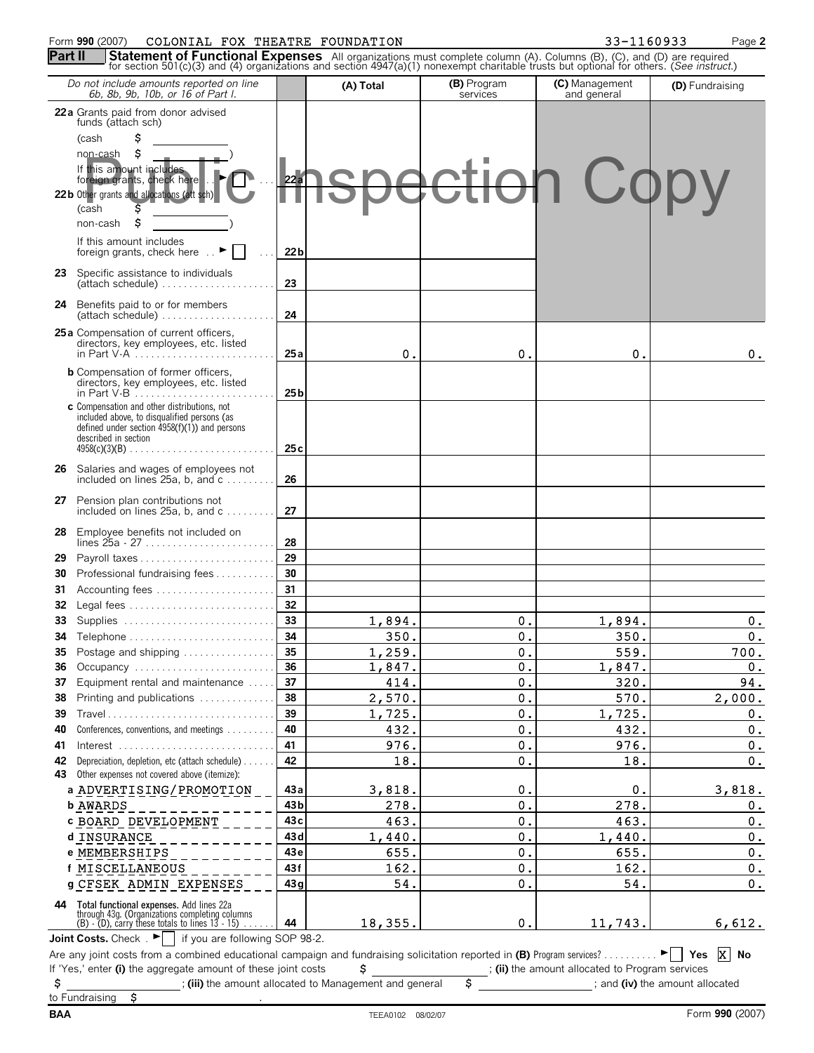Form 990 (2007) COLONIAL FOX THEATRE FOUNDATION 33-1160933

## Part II Statement of Functional Expenses

All organizations must complete column (A). Columns (B), (C), and (D) are required for section 501(c)(3) and (4) organizations and section 4947(a)(1) nonexempt charitable trusts but optional for others. (*See instruct.*)

Public Inspection Copy

| *Do not include amounts reported on line 6b, 8b, 9b, 10b, or 16 of Part I.* | | (A) Total | (B) Program services | (C) Management and general | (D) Fundraising |
|---|---|---|---|---|---|
| **22a** Grants paid from donor advised funds (attach sch) (cash $ ______ non-cash $ ______) If this amount includes foreign grants, check here ► ☐ | 22a | | | | |
| **22b** Other grants and allocations (att sch) (cash $ ______ non-cash $ ______) If this amount includes foreign grants, check here ► ☐ | 22b | | | | |
| **23** Specific assistance to individuals (attach schedule) | 23 | | | | |
| **24** Benefits paid to or for members (attach schedule) | 24 | | | | |
| **25a** Compensation of current officers, directors, key employees, etc. listed in Part V-A | 25a | 0. | 0. | 0. | 0. |
| **b** Compensation of former officers, directors, key employees, etc. listed in Part V-B | 25b | | | | |
| **c** Compensation and other distributions, not included above, to disqualified persons (as defined under section 4958(f)(1)) and persons described in section 4958(c)(3)(B) | 25c | | | | |
| **26** Salaries and wages of employees not included on lines 25a, b, and c | 26 | | | | |
| **27** Pension plan contributions not included on lines 25a, b, and c | 27 | | | | |
| **28** Employee benefits not included on lines 25a - 27 | 28 | | | | |
| **29** Payroll taxes | 29 | | | | |
| **30** Professional fundraising fees | 30 | | | | |
| **31** Accounting fees | 31 | | | | |
| **32** Legal fees | 32 | | | | |
| **33** Supplies | 33 | 1,894. | 0. | 1,894. | 0. |
| **34** Telephone | 34 | 350. | 0. | 350. | 0. |
| **35** Postage and shipping | 35 | 1,259. | 0. | 559. | 700. |
| **36** Occupancy | 36 | 1,847. | 0. | 1,847. | 0. |
| **37** Equipment rental and maintenance | 37 | 414. | 0. | 320. | 94. |
| **38** Printing and publications | 38 | 2,570. | 0. | 570. | 2,000. |
| **39** Travel | 39 | 1,725. | 0. | 1,725. | 0. |
| **40** Conferences, conventions, and meetings | 40 | 432. | 0. | 432. | 0. |
| **41** Interest | 41 | 976. | 0. | 976. | 0. |
| **42** Depreciation, depletion, etc (attach schedule) | 42 | 18. | 0. | 18. | 0. |
| **43** Other expenses not covered above (itemize): | | | | | |
| **a** ADVERTISING/PROMOTION | 43a | 3,818. | 0. | 0. | 3,818. |
| **b** AWARDS | 43b | 278. | 0. | 278. | 0. |
| **c** BOARD DEVELOPMENT | 43c | 463. | 0. | 463. | 0. |
| **d** INSURANCE | 43d | 1,440. | 0. | 1,440. | 0. |
| **e** MEMBERSHIPS | 43e | 655. | 0. | 655. | 0. |
| **f** MISCELLANEOUS | 43f | 162. | 0. | 162. | 0. |
| **g** CFSEK ADMIN EXPENSES | 43g | 54. | 0. | 54. | 0. |
| **44 Total functional expenses.** Add lines 22a through 43g. (Organizations completing columns (B) - (D), carry these totals to lines 13 - 15) | 44 | 18,355. | 0. | 11,743. | 6,612. |

**Joint Costs.** Check . ► ☐ if you are following SOP 98-2.

Are any joint costs from a combined educational campaign and fundraising solicitation reported in **(B)** Program services? ► ☐ Yes ☒ No

If 'Yes,' enter **(i)** the aggregate amount of these joint costs $ ______ ; **(ii)** the amount allocated to Program services $ ______ ; **(iii)** the amount allocated to Management and general $ ______ ; and **(iv)** the amount allocated to Fundraising $ ______ .

BAA TEEA0102 08/02/07 Form **990** (2007)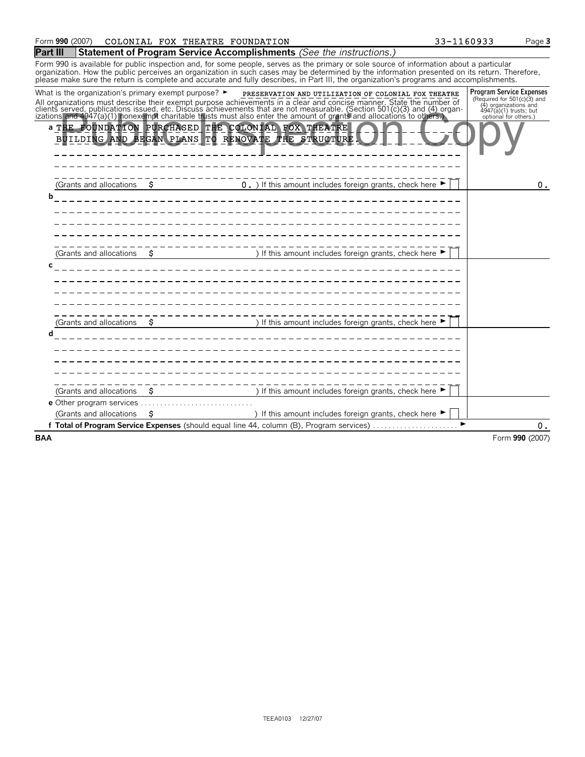Form **990** (2007) COLONIAL FOX THEATRE FOUNDATION 33-1160933

## Part III — Statement of Program Service Accomplishments *(See the instructions.)*

Form 990 is available for public inspection and, for some people, serves as the primary or sole source of information about a particular organization. How the public perceives an organization in such cases may be determined by the information presented on its return. Therefore, please make sure the return is complete and accurate and fully describes, in Part III, the organization's programs and accomplishments.

What is the organization's primary exempt purpose? ► PRESERVATION AND UTILIZATION OF COLONIAL FOX THEATRE

All organizations must describe their exempt purpose achievements in a clear and concise manner. State the number of clients served, publications issued, etc. Discuss achievements that are not measurable. (Section 501(c)(3) and (4) organizations and 4947(a)(1) nonexempt charitable trusts must also enter the amount of grants and allocations to others.)

Public Inspection Copy

| | Program Service Expenses (Required for 501(c)(3) and (4) organizations and 4947(a)(1) trusts; but optional for others.) |
|---|---|
| **a** THE FOUNDATION PURCHASED THE COLONIAL FOX THEATRE BUILDING AND BEGAN PLANS TO RENOVATE THE STRUCTURE. (Grants and allocations $ 0. ) If this amount includes foreign grants, check here ► ☐ | 0. |
| **b** (Grants and allocations $ ) If this amount includes foreign grants, check here ► ☐ | |
| **c** (Grants and allocations $ ) If this amount includes foreign grants, check here ► ☐ | |
| **d** (Grants and allocations $ ) If this amount includes foreign grants, check here ► ☐ | |
| **e** Other program services (Grants and allocations $ ) If this amount includes foreign grants, check here ► ☐ | |
| **f Total of Program Service Expenses** (should equal line 44, column (B), Program services) ► | 0. |

BAA Form **990** (2007)

TEEA0103 12/27/07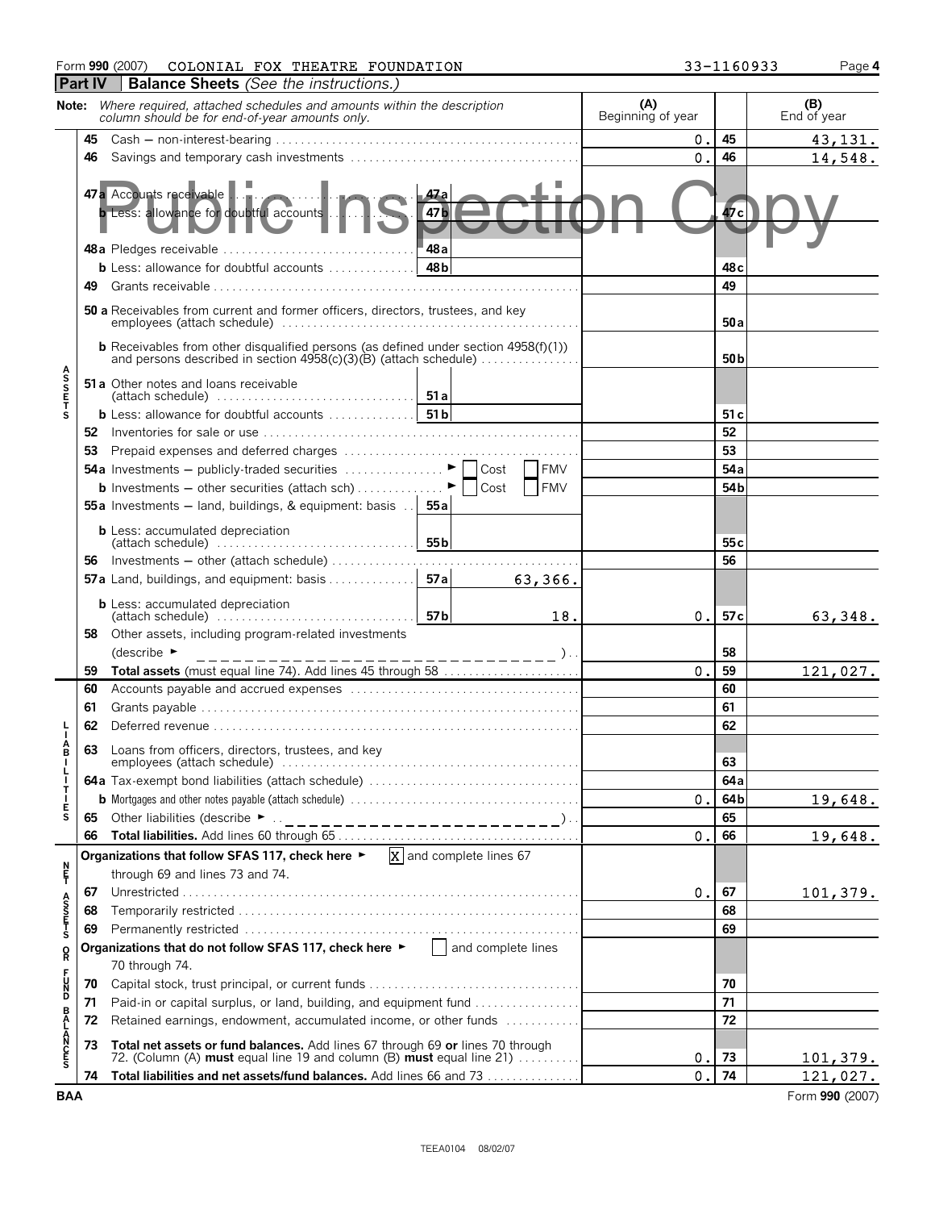Form **990** (2007) COLONIAL FOX THEATRE FOUNDATION 33-1160933

## Part IV | Balance Sheets *(See the instructions.)*

**Note:** *Where required, attached schedules and amounts within the description column should be for end-of-year amounts only.*

Public Inspection Copy

| | | Line | | (A) Beginning of year | | (B) End of year |
|---|---|---|---|---|---|---|
| ASSETS | **45** | Cash — non-interest-bearing | | 0. | 45 | 43,131. |
| | **46** | Savings and temporary cash investments | | 0. | 46 | 14,548. |
| | **47a** | Accounts receivable | 47a | | | |
| | **b** | Less: allowance for doubtful accounts | 47b | | 47c | |
| | **48a** | Pledges receivable | 48a | | | |
| | **b** | Less: allowance for doubtful accounts | 48b | | 48c | |
| | **49** | Grants receivable | | | 49 | |
| | **50a** | Receivables from current and former officers, directors, trustees, and key employees (attach schedule) | | | 50a | |
| | **b** | Receivables from other disqualified persons (as defined under section 4958(f)(1)) and persons described in section 4958(c)(3)(B) (attach schedule) | | | 50b | |
| | **51a** | Other notes and loans receivable (attach schedule) | 51a | | | |
| | **b** | Less: allowance for doubtful accounts | 51b | | 51c | |
| | **52** | Inventories for sale or use | | | 52 | |
| | **53** | Prepaid expenses and deferred charges | | | 53 | |
| | **54a** | Investments — publicly-traded securities ► ☐ Cost ☐ FMV | | | 54a | |
| | **b** | Investments — other securities (attach sch) ► ☐ Cost ☐ FMV | | | 54b | |
| | **55a** | Investments — land, buildings, & equipment: basis | 55a | | | |
| | **b** | Less: accumulated depreciation (attach schedule) | 55b | | 55c | |
| | **56** | Investments — other (attach schedule) | | | 56 | |
| | **57a** | Land, buildings, and equipment: basis | 57a 63,366. | | | |
| | **b** | Less: accumulated depreciation (attach schedule) | 57b 18. | 0. | 57c | 63,348. |
| | **58** | Other assets, including program-related investments (describe ► ) | | | 58 | |
| | **59** | **Total assets** (must equal line 74). Add lines 45 through 58 | | 0. | 59 | 121,027. |
| LIABILITIES | **60** | Accounts payable and accrued expenses | | | 60 | |
| | **61** | Grants payable | | | 61 | |
| | **62** | Deferred revenue | | | 62 | |
| | **63** | Loans from officers, directors, trustees, and key employees (attach schedule) | | | 63 | |
| | **64a** | Tax-exempt bond liabilities (attach schedule) | | | 64a | |
| | **b** | Mortgages and other notes payable (attach schedule) | | 0. | 64b | 19,648. |
| | **65** | Other liabilities (describe ► ) | | | 65 | |
| | **66** | **Total liabilities.** Add lines 60 through 65 | | 0. | 66 | 19,648. |
| NET ASSETS OR FUND BALANCES | | **Organizations that follow SFAS 117, check here ►** [X] and complete lines 67 through 69 and lines 73 and 74. | | | | |
| | **67** | Unrestricted | | 0. | 67 | 101,379. |
| | **68** | Temporarily restricted | | | 68 | |
| | **69** | Permanently restricted | | | 69 | |
| | | **Organizations that do not follow SFAS 117, check here ►** ☐ and complete lines 70 through 74. | | | | |
| | **70** | Capital stock, trust principal, or current funds | | | 70 | |
| | **71** | Paid-in or capital surplus, or land, building, and equipment fund | | | 71 | |
| | **72** | Retained earnings, endowment, accumulated income, or other funds | | | 72 | |
| | **73** | **Total net assets or fund balances.** Add lines 67 through 69 **or** lines 70 through 72. (Column (A) **must** equal line 19 and column (B) **must** equal line 21) | | 0. | 73 | 101,379. |
| | **74** | **Total liabilities and net assets/fund balances.** Add lines 66 and 73 | | 0. | 74 | 121,027. |

BAA Form **990** (2007)

TEEA0104 08/02/07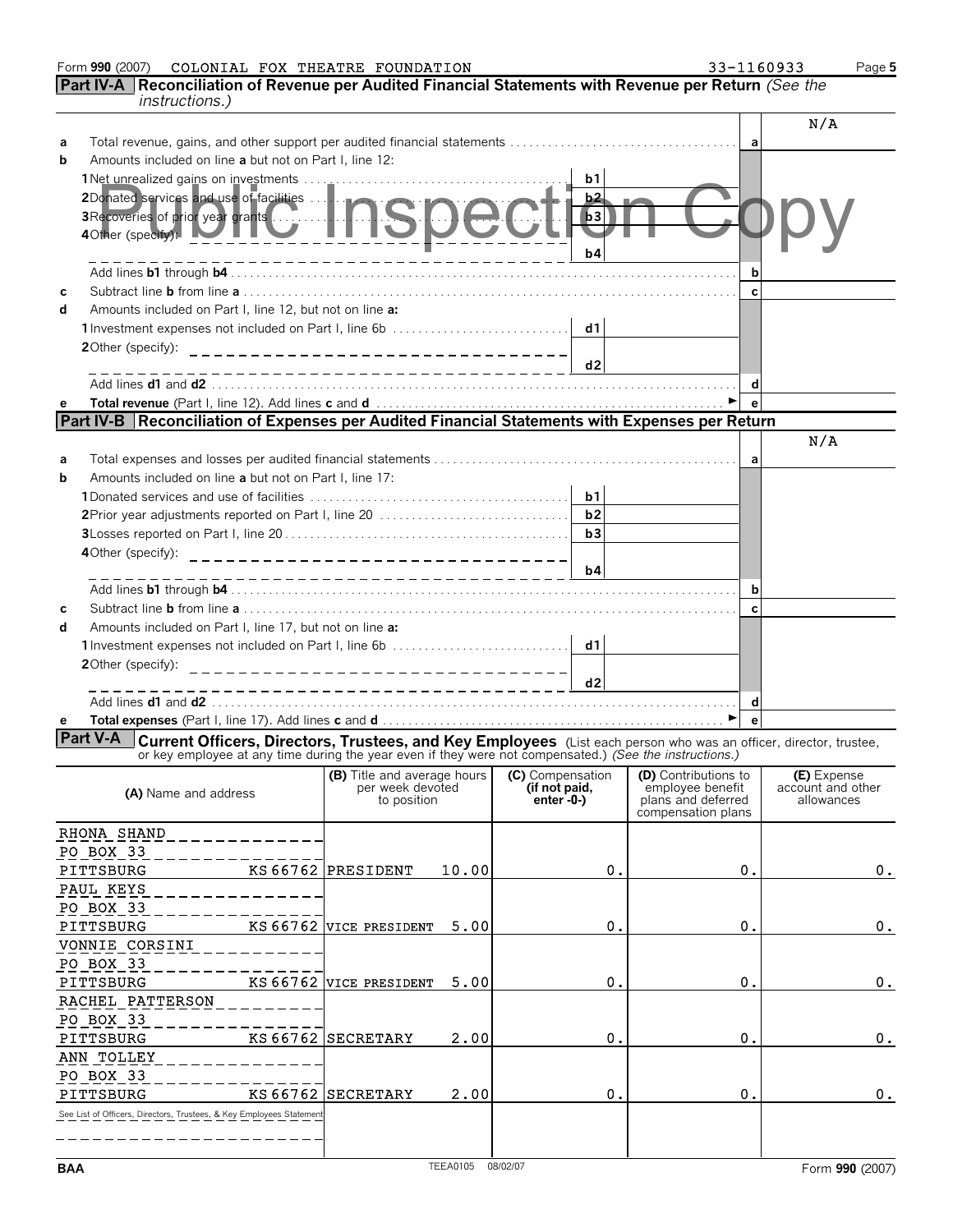Form **990** (2007) COLONIAL FOX THEATRE FOUNDATION 33-1160933

## Part IV-A Reconciliation of Revenue per Audited Financial Statements with Revenue per Return *(See the instructions.)*

| | | | | | N/A |
|---|---|---|---|---|---|
| **a** | Total revenue, gains, and other support per audited financial statements | | | **a** | |
| **b** | Amounts included on line **a** but not on Part I, line 12: | | | | |
| | **1** Net unrealized gains on investments | **b1** | | | |
| | **2** Donated services and use of facilities | **b2** | | | |
| | **3** Recoveries of prior year grants | **b3** | | | |
| | **4** Other (specify): | **b4** | | | |
| | Add lines **b1** through **b4** | | | **b** | |
| **c** | Subtract line **b** from line **a** | | | **c** | |
| **d** | Amounts included on Part I, line 12, but not on line **a:** | | | | |
| | **1** Investment expenses not included on Part I, line 6b | **d1** | | | |
| | **2** Other (specify): | **d2** | | | |
| | Add lines **d1** and **d2** | | | **d** | |
| **e** | **Total revenue** (Part I, line 12). Add lines **c** and **d** ► | | | **e** | |

Public Inspection Copy

## Part IV-B Reconciliation of Expenses per Audited Financial Statements with Expenses per Return

| | | | | | N/A |
|---|---|---|---|---|---|
| **a** | Total expenses and losses per audited financial statements | | | **a** | |
| **b** | Amounts included on line **a** but not on Part I, line 17: | | | | |
| | **1** Donated services and use of facilities | **b1** | | | |
| | **2** Prior year adjustments reported on Part I, line 20 | **b2** | | | |
| | **3** Losses reported on Part I, line 20 | **b3** | | | |
| | **4** Other (specify): | **b4** | | | |
| | Add lines **b1** through **b4** | | | **b** | |
| **c** | Subtract line **b** from line **a** | | | **c** | |
| **d** | Amounts included on Part I, line 17, but not on line **a:** | | | | |
| | **1** Investment expenses not included on Part I, line 6b | **d1** | | | |
| | **2** Other (specify): | **d2** | | | |
| | Add lines **d1** and **d2** | | | **d** | |
| **e** | **Total expenses** (Part I, line 17). Add lines **c** and **d** ► | | | **e** | |

## Part V-A Current Officers, Directors, Trustees, and Key Employees

(List each person who was an officer, director, trustee, or key employee at any time during the year even if they were not compensated.) *(See the instructions.)*

| (A) Name and address | (B) Title and average hours per week devoted to position | (C) Compensation (if not paid, enter -0-) | (D) Contributions to employee benefit plans and deferred compensation plans | (E) Expense account and other allowances |
|---|---|---|---|---|
| RHONA SHAND<br>PO BOX 33<br>PITTSBURG KS 66762 | PRESIDENT 10.00 | 0. | 0. | 0. |
| PAUL KEYS<br>PO BOX 33<br>PITTSBURG KS 66762 | VICE PRESIDENT 5.00 | 0. | 0. | 0. |
| VONNIE CORSINI<br>PO BOX 33<br>PITTSBURG KS 66762 | VICE PRESIDENT 5.00 | 0. | 0. | 0. |
| RACHEL PATTERSON<br>PO BOX 33<br>PITTSBURG KS 66762 | SECRETARY 2.00 | 0. | 0. | 0. |
| ANN TOLLEY<br>PO BOX 33<br>PITTSBURG KS 66762 | SECRETARY 2.00 | 0. | 0. | 0. |
| See List of Officers, Directors, Trustees, & Key Employees Statement | | | | |

BAA TEEA0105 08/02/07 Form **990** (2007)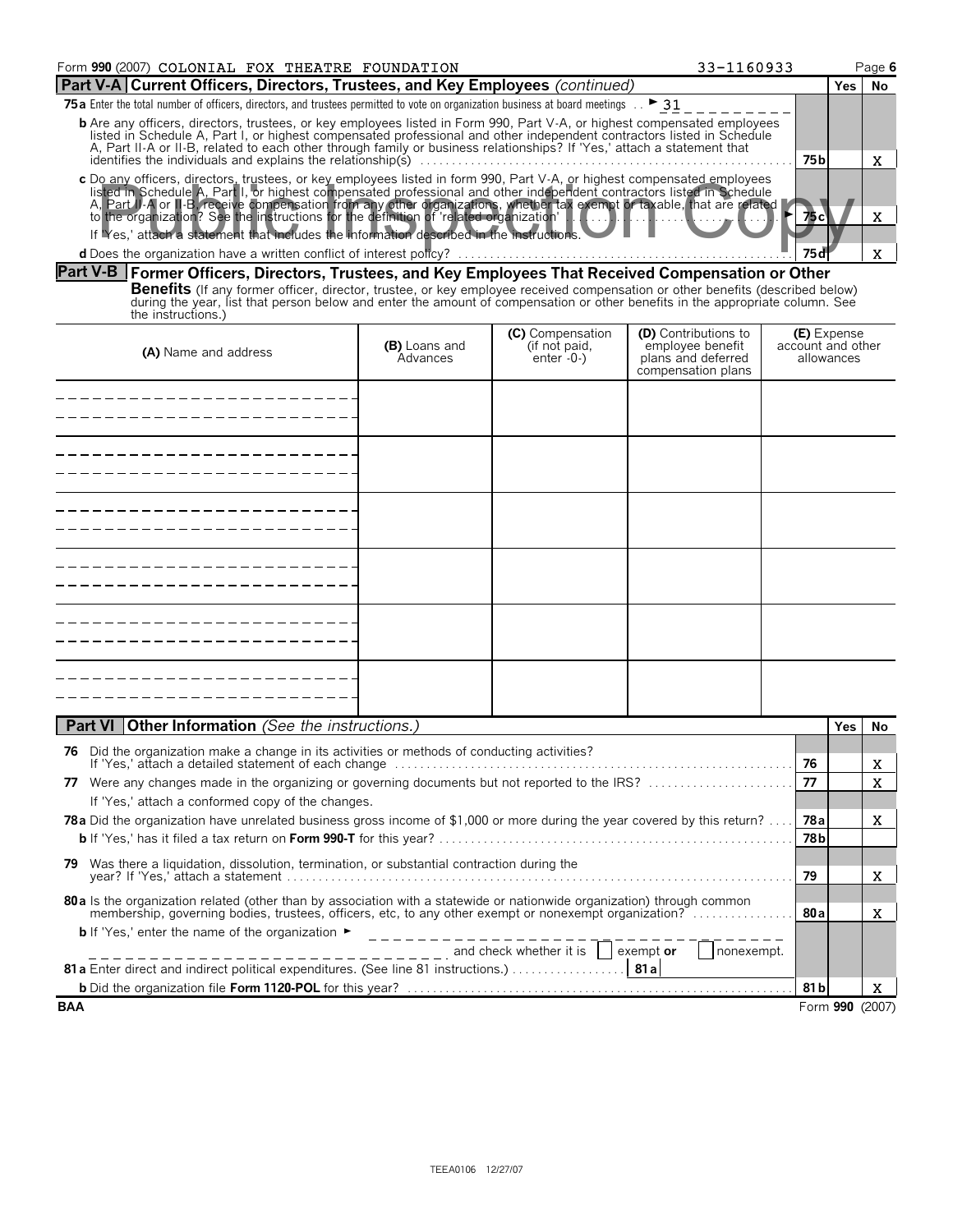Form **990** (2007) COLONIAL FOX THEATRE FOUNDATION 33-1160933

## Part V-A Current Officers, Directors, Trustees, and Key Employees *(continued)*

| | | Yes | No |
|---|---|---|---|
| **75a** Enter the total number of officers, directors, and trustees permitted to vote on organization business at board meetings . . ► 31 | | | |
| **b** Are any officers, directors, trustees, or key employees listed in Form 990, Part V-A, or highest compensated employees listed in Schedule A, Part I, or highest compensated professional and other independent contractors listed in Schedule A, Part II-A or II-B, related to each other through family or business relationships? If 'Yes,' attach a statement that identifies the individuals and explains the relationship(s) | 75b | | X |
| **c** Do any officers, directors, trustees, or key employees listed in form 990, Part V-A, or highest compensated employees listed in Schedule A, Part I, or highest compensated professional and other independent contractors listed in Schedule A, Part II-A or II-B, receive compensation from any other organizations, whether tax exempt or taxable, that are related to the organization? See the instructions for the definition of 'related organization' ► If 'Yes,' attach a statement that includes the information described in the instructions. | 75c | | X |
| **d** Does the organization have a written conflict of interest policy? | 75d | | X |

## Part V-B Former Officers, Directors, Trustees, and Key Employees That Received Compensation or Other Benefits

(If any former officer, director, trustee, or key employee received compensation or other benefits (described below) during the year, list that person below and enter the amount of compensation or other benefits in the appropriate column. See the instructions.)

| (A) Name and address | (B) Loans and Advances | (C) Compensation (if not paid, enter -0-) | (D) Contributions to employee benefit plans and deferred compensation plans | (E) Expense account and other allowances |
|---|---|---|---|---|
| | | | | |
| | | | | |
| | | | | |
| | | | | |
| | | | | |
| | | | | |

## Part VI Other Information *(See the instructions.)*

| | | Yes | No |
|---|---|---|---|
| **76** Did the organization make a change in its activities or methods of conducting activities? If 'Yes,' attach a detailed statement of each change | 76 | | X |
| **77** Were any changes made in the organizing or governing documents but not reported to the IRS? If 'Yes,' attach a conformed copy of the changes. | 77 | | X |
| **78a** Did the organization have unrelated business gross income of $1,000 or more during the year covered by this return? | 78a | | X |
| **b** If 'Yes,' has it filed a tax return on **Form 990-T** for this year? | 78b | | |
| **79** Was there a liquidation, dissolution, termination, or substantial contraction during the year? If 'Yes,' attach a statement | 79 | | X |
| **80a** Is the organization related (other than by association with a statewide or nationwide organization) through common membership, governing bodies, trustees, officers, etc, to any other exempt or nonexempt organization? | 80a | | X |
| **b** If 'Yes,' enter the name of the organization ► ________ and check whether it is ☐ exempt **or** ☐ nonexempt. | | | |
| **81a** Enter direct and indirect political expenditures. (See line 81 instructions.) **81a** | | | |
| **b** Did the organization file **Form 1120-POL** for this year? | 81b | | X |

BAA Form **990** (2007)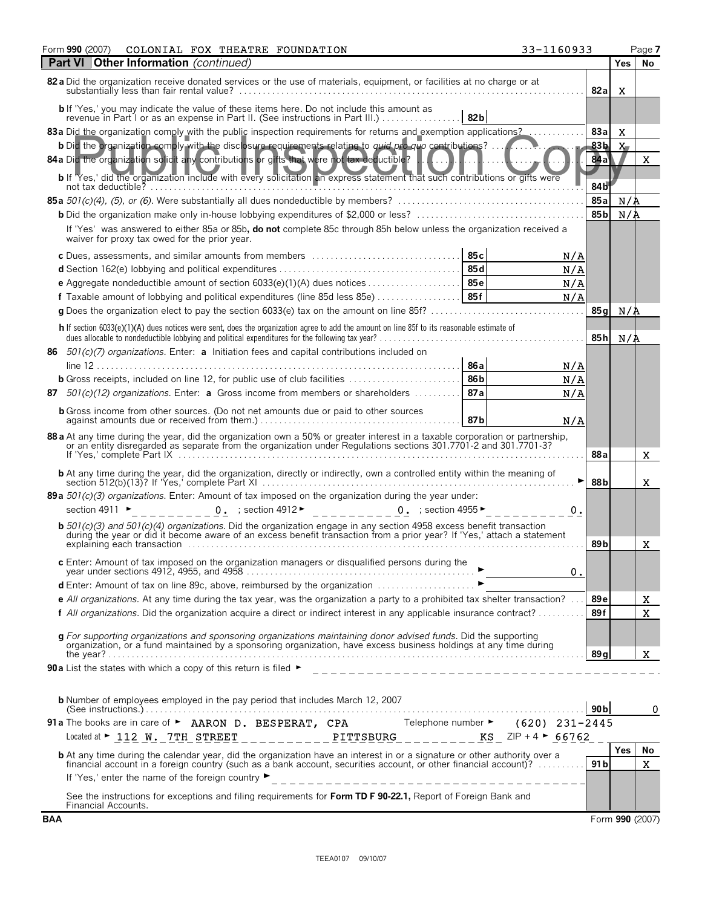Form **990** (2007) COLONIAL FOX THEATRE FOUNDATION 33-1160933 Page **7**

## Part VI Other Information *(continued)*

| | | | Yes | No |
|---|---|---|---|---|
| **82a** Did the organization receive donated services or the use of materials, equipment, or facilities at no charge or at substantially less than fair rental value? | | 82a | X | |
| **b** If 'Yes,' you may indicate the value of these items here. Do not include this amount as revenue in Part I or as an expense in Part II. (See instructions in Part III.) | 82b | | | |
| **83a** Did the organization comply with the public inspection requirements for returns and exemption applications? | | 83a | X | |
| **b** Did the organization comply with the disclosure requirements relating to *quid pro quo* contributions? | | 83b | X | |
| **84a** Did the organization solicit any contributions or gifts that were not tax deductible? | | 84a | | X |
| **b** If 'Yes,' did the organization include with every solicitation an express statement that such contributions or gifts were not tax deductible? | | 84b | | |
| **85a** *501(c)(4), (5), or (6).* Were substantially all dues nondeductible by members? | | 85a | N/A | |
| **b** Did the organization make only in-house lobbying expenditures of $2,000 or less? | | 85b | N/A | |
| If 'Yes' was answered to either 85a or 85b, **do not** complete 85c through 85h below unless the organization received a waiver for proxy tax owed for the prior year. | | | | |
| **c** Dues, assessments, and similar amounts from members | 85c N/A | | | |
| **d** Section 162(e) lobbying and political expenditures | 85d N/A | | | |
| **e** Aggregate nondeductible amount of section 6033(e)(1)(A) dues notices | 85e N/A | | | |
| **f** Taxable amount of lobbying and political expenditures (line 85d less 85e) | 85f N/A | | | |
| **g** Does the organization elect to pay the section 6033(e) tax on the amount on line 85f? | | 85g | N/A | |
| **h** If section 6033(e)(1)(A) dues notices were sent, does the organization agree to add the amount on line 85f to its reasonable estimate of dues allocable to nondeductible lobbying and political expenditures for the following tax year? | | 85h | N/A | |
| **86** *501(c)(7) organizations.* Enter: **a** Initiation fees and capital contributions included on line 12 | 86a N/A | | | |
| **b** Gross receipts, included on line 12, for public use of club facilities | 86b N/A | | | |
| **87** *501(c)(12) organizations.* Enter: **a** Gross income from members or shareholders | 87a N/A | | | |
| **b** Gross income from other sources. (Do not net amounts due or paid to other sources against amounts due or received from them.) | 87b N/A | | | |
| **88a** At any time during the year, did the organization own a 50% or greater interest in a taxable corporation or partnership, or an entity disregarded as separate from the organization under Regulations sections 301.7701-2 and 301.7701-3? If 'Yes,' complete Part IX | | 88a | | X |
| **b** At any time during the year, did the organization, directly or indirectly, own a controlled entity within the meaning of section 512(b)(13)? If 'Yes,' complete Part XI | | 88b | | X |
| **89a** *501(c)(3) organizations.* Enter: Amount of tax imposed on the organization during the year under: section 4911 ► 0. ; section 4912 ► 0. ; section 4955 ► 0. | | | | |
| **b** *501(c)(3) and 501(c)(4) organizations.* Did the organization engage in any section 4958 excess benefit transaction during the year or did it become aware of an excess benefit transaction from a prior year? If 'Yes,' attach a statement explaining each transaction | | 89b | | X |
| **c** Enter: Amount of tax imposed on the organization managers or disqualified persons during the year under sections 4912, 4955, and 4958 | ► 0. | | | |
| **d** Enter: Amount of tax on line 89c, above, reimbursed by the organization | ► | | | |
| **e** *All organizations.* At any time during the tax year, was the organization a party to a prohibited tax shelter transaction? | | 89e | | X |
| **f** *All organizations.* Did the organization acquire a direct or indirect interest in any applicable insurance contract? | | 89f | | X |
| **g** *For supporting organizations and sponsoring organizations maintaining donor advised funds.* Did the supporting organization, or a fund maintained by a sponsoring organization, have excess business holdings at any time during the year? | | 89g | | X |

**90a** List the states with which a copy of this return is filed ►

**b** Number of employees employed in the pay period that includes March 12, 2007 (See instructions.) — 90b: 0

**91a** The books are in care of ► AARON D. BESPERAT, CPA Telephone number ► (620) 231-2445

Located at ► 112 W. 7TH STREET PITTSBURG KS ZIP + 4 ► 66762

| | | Yes | No |
|---|---|---|---|
| **b** At any time during the calendar year, did the organization have an interest in or a signature or other authority over a financial account in a foreign country (such as a bank account, securities account, or other financial account)? | 91b | | X |

If 'Yes,' enter the name of the foreign country ►

See the instructions for exceptions and filing requirements for **Form TD F 90-22.1,** Report of Foreign Bank and Financial Accounts.

BAA Form **990** (2007)

TEEA0107 09/10/07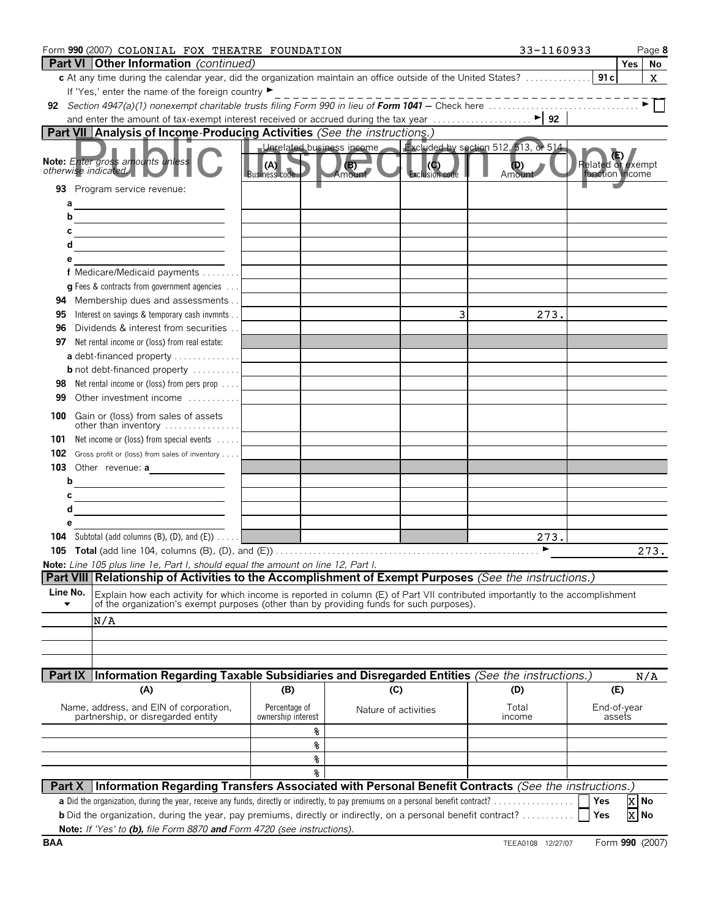Form 990 (2007) COLONIAL FOX THEATRE FOUNDATION 33-1160933 Page 8

## Part VI Other Information (continued)

| | | Yes | No |
|---|---|---|---|
| **c** At any time during the calendar year, did the organization maintain an office outside of the United States? | 91 c | | X |

If 'Yes,' enter the name of the foreign country ►

**92** *Section 4947(a)(1) nonexempt charitable trusts filing Form 990 in lieu of* ***Form 1041*** *— Check here* ► ☐

and enter the amount of tax-exempt interest received or accrued during the tax year ► | 92 |

## Part VII Analysis of Income-Producing Activities *(See the instructions.)*

Public Inspection Copy

| *Note: Enter gross amounts unless otherwise indicated.* | Unrelated business income | | Excluded by section 512, 513, or 514 | | (E) Related or exempt function income |
|---|---|---|---|---|---|
| | (A) Business code | (B) Amount | (C) Exclusion code | (D) Amount | |
| **93** Program service revenue: | | | | | |
| a | | | | | |
| b | | | | | |
| c | | | | | |
| d | | | | | |
| e | | | | | |
| f Medicare/Medicaid payments | | | | | |
| g Fees & contracts from government agencies | | | | | |
| **94** Membership dues and assessments | | | | | |
| **95** Interest on savings & temporary cash invmnts | | | 3 | 273. | |
| **96** Dividends & interest from securities | | | | | |
| **97** Net rental income or (loss) from real estate: | | | | | |
| a debt-financed property | | | | | |
| b not debt-financed property | | | | | |
| **98** Net rental income or (loss) from pers prop | | | | | |
| **99** Other investment income | | | | | |
| **100** Gain or (loss) from sales of assets other than inventory | | | | | |
| **101** Net income or (loss) from special events | | | | | |
| **102** Gross profit or (loss) from sales of inventory | | | | | |
| **103** Other revenue: a | | | | | |
| b | | | | | |
| c | | | | | |
| d | | | | | |
| e | | | | | |
| **104** Subtotal (add columns (B), (D), and (E)) | | | | 273. | |
| **105 Total** (add line 104, columns (B), (D), and (E)) ► | | | | | 273. |

*Note: Line 105 plus line 1e, Part I, should equal the amount on line 12, Part I.*

## Part VIII Relationship of Activities to the Accomplishment of Exempt Purposes *(See the instructions.)*

| Line No. ▼ | Explain how each activity for which income is reported in column (E) of Part VII contributed importantly to the accomplishment of the organization's exempt purposes (other than by providing funds for such purposes). |
|---|---|
| | N/A |

## Part IX Information Regarding Taxable Subsidiaries and Disregarded Entities *(See the instructions.)* N/A

| (A) Name, address, and EIN of corporation, partnership, or disregarded entity | (B) Percentage of ownership interest | (C) Nature of activities | (D) Total income | (E) End-of-year assets |
|---|---|---|---|---|
| | % | | | |
| | % | | | |
| | % | | | |
| | % | | | |

## Part X Information Regarding Transfers Associated with Personal Benefit Contracts *(See the instructions.)*

**a** Did the organization, during the year, receive any funds, directly or indirectly, to pay premiums on a personal benefit contract? ☐ Yes ☒ No

**b** Did the organization, during the year, pay premiums, directly or indirectly, on a personal benefit contract? ☐ Yes ☒ No

**Note:** *If 'Yes' to* ***(b),*** *file Form 8870* ***and*** *Form 4720 (see instructions).*

BAA TEEA0108 12/27/07 Form **990** (2007)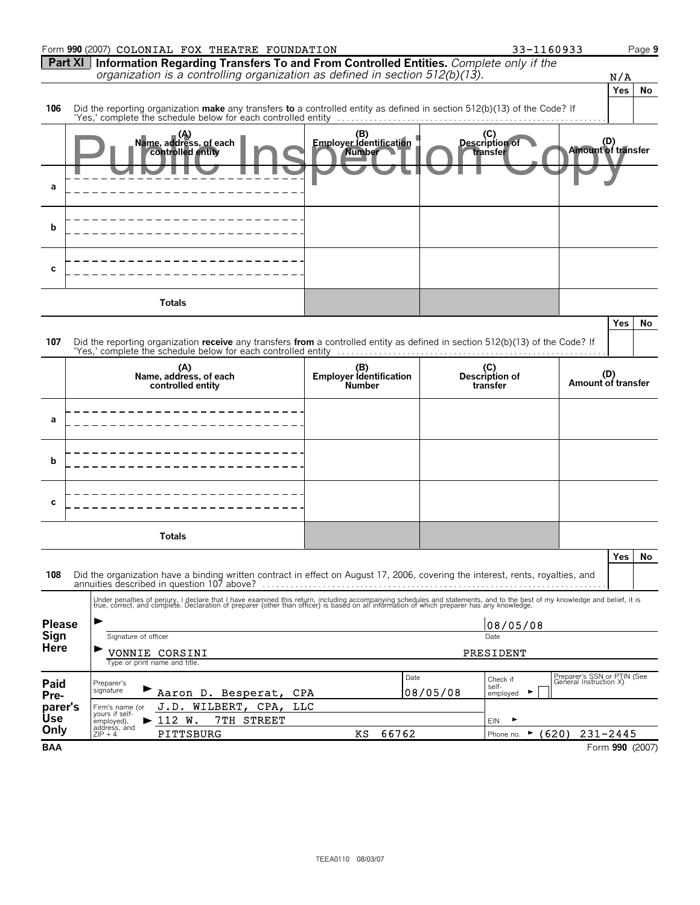Form **990** (2007) COLONIAL FOX THEATRE FOUNDATION 33-1160933

## Part XI Information Regarding Transfers To and From Controlled Entities.

*Complete only if the organization is a controlling organization as defined in section 512(b)(13).*

N/A

| | | Yes | No |
|---|---|---|---|
| **106** | Did the reporting organization **make** any transfers **to** a controlled entity as defined in section 512(b)(13) of the Code? If 'Yes,' complete the schedule below for each controlled entity | | |

Public Inspection Copy

| | (A) Name, address, of each controlled entity | (B) Employer Identification Number | (C) Description of transfer | (D) Amount of transfer |
|---|---|---|---|---|
| **a** | | | | |
| **b** | | | | |
| **c** | | | | |
| | **Totals** | | | |

| | | Yes | No |
|---|---|---|---|
| **107** | Did the reporting organization **receive** any transfers **from** a controlled entity as defined in section 512(b)(13) of the Code? If 'Yes,' complete the schedule below for each controlled entity | | |

| | (A) Name, address, of each controlled entity | (B) Employer Identification Number | (C) Description of transfer | (D) Amount of transfer |
|---|---|---|---|---|
| **a** | | | | |
| **b** | | | | |
| **c** | | | | |
| | **Totals** | | | |

| | | Yes | No |
|---|---|---|---|
| **108** | Did the organization have a binding written contract in effect on August 17, 2006, covering the interest, rents, royalties, and annuities described in question 107 above? | | |

Under penalties of perjury, I declare that I have examined this return, including accompanying schedules and statements, and to the best of my knowledge and belief, it is true, correct, and complete. Declaration of preparer (other than officer) is based on all information of which preparer has any knowledge.

**Please Sign Here**

Signature of officer — Date: 08/05/08

VONNIE CORSINI — PRESIDENT
Type or print name and title.

**Paid Preparer's Use Only**

| | | | |
|---|---|---|---|
| Preparer's signature | Aaron D. Besperat, CPA | Date 08/05/08 | Check if self-employed ☐ |
| Firm's name (or yours if self-employed), address, and ZIP + 4 | J.D. WILBERT, CPA, LLC<br>112 W. 7TH STREET<br>PITTSBURG KS 66762 | EIN | Phone no. (620) 231-2445 |

BAA Form **990** (2007)

TEEA0110 08/03/07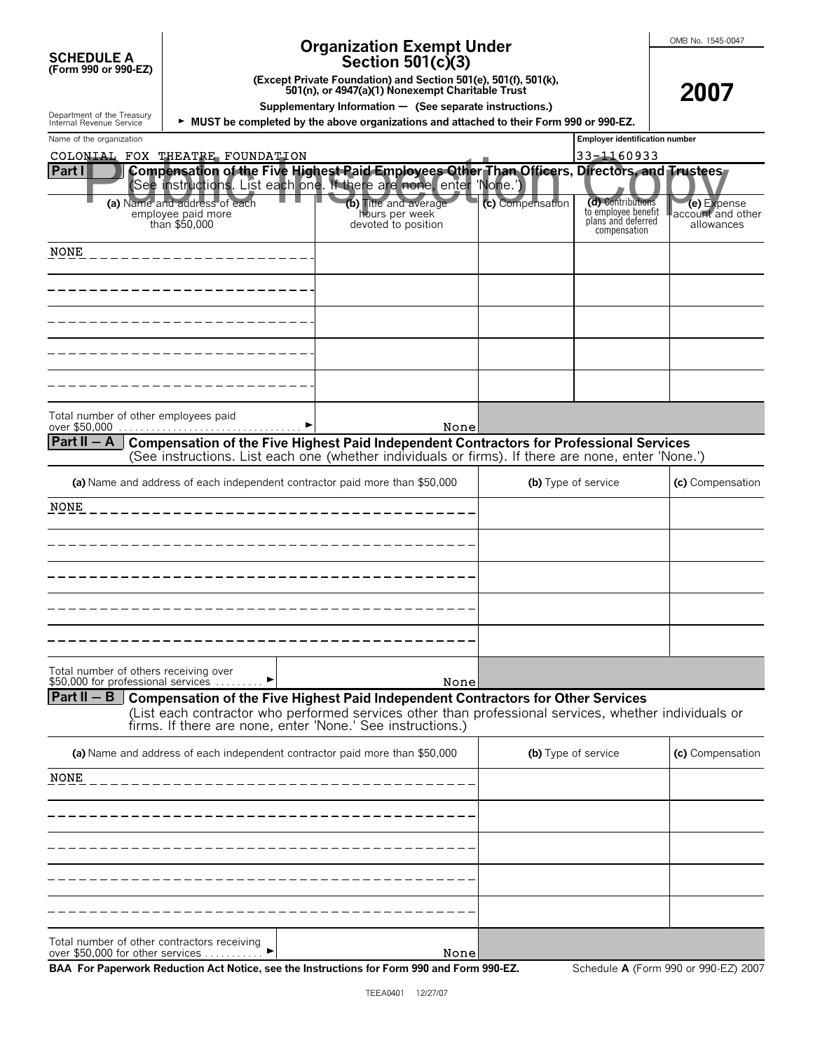**SCHEDULE A**
**(Form 990 or 990-EZ)**

Department of the Treasury
Internal Revenue Service

# Organization Exempt Under Section 501(c)(3)

**(Except Private Foundation) and Section 501(e), 501(f), 501(k), 501(n), or 4947(a)(1) Nonexempt Charitable Trust**

**Supplementary Information — (See separate instructions.)**

► **MUST be completed by the above organizations and attached to their Form 990 or 990-EZ.**

OMB No. 1545-0047

**2007**

Name of the organization: COLONIAL FOX THEATRE FOUNDATION

Employer identification number: 33-1160933

Public Inspection Copy

**Part I — Compensation of the Five Highest Paid Employees Other Than Officers, Directors, and Trustees**
(See instructions. List each one. If there are none, enter 'None.')

| (a) Name and address of each employee paid more than $50,000 | (b) Title and average hours per week devoted to position | (c) Compensation | (d) Contributions to employee benefit plans and deferred compensation | (e) Expense account and other allowances |
|---|---|---|---|---|
| NONE | | | | |
| | | | | |
| | | | | |
| | | | | |
| | | | | |

Total number of other employees paid over $50,000 ► None

**Part II — A — Compensation of the Five Highest Paid Independent Contractors for Professional Services**
(See instructions. List each one (whether individuals or firms). If there are none, enter 'None.')

| (a) Name and address of each independent contractor paid more than $50,000 | (b) Type of service | (c) Compensation |
|---|---|---|
| NONE | | |
| | | |
| | | |
| | | |
| | | |

Total number of others receiving over $50,000 for professional services ► None

**Part II — B — Compensation of the Five Highest Paid Independent Contractors for Other Services**
(List each contractor who performed services other than professional services, whether individuals or firms. If there are none, enter 'None.' See instructions.)

| (a) Name and address of each independent contractor paid more than $50,000 | (b) Type of service | (c) Compensation |
|---|---|---|
| NONE | | |
| | | |
| | | |
| | | |
| | | |

Total number of other contractors receiving over $50,000 for other services ► None

**BAA For Paperwork Reduction Act Notice, see the Instructions for Form 990 and Form 990-EZ.** Schedule **A** (Form 990 or 990-EZ) 2007

TEEA0401 12/27/07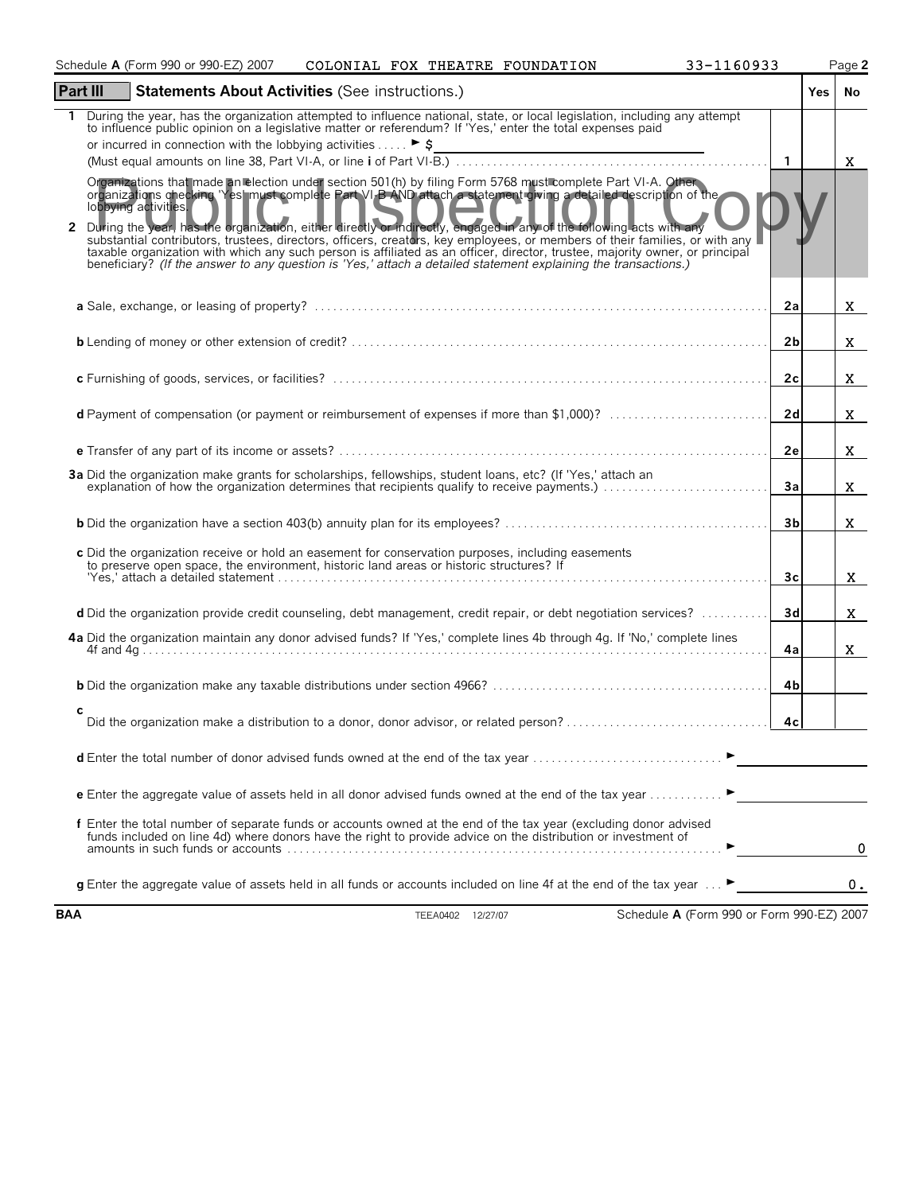Schedule A (Form 990 or 990-EZ) 2007 COLONIAL FOX THEATRE FOUNDATION 33-1160933

## Part III Statements About Activities (See instructions.)

| | | | Yes | No |
|---|---|---|---|---|
| **1** | During the year, has the organization attempted to influence national, state, or local legislation, including any attempt to influence public opinion on a legislative matter or referendum? If 'Yes,' enter the total expenses paid or incurred in connection with the lobbying activities . . . . . ► $ (Must equal amounts on line 38, Part VI-A, or line **i** of Part VI-B.) | 1 | | X |
| | Organizations that made an election under section 501(h) by filing Form 5768 must complete Part VI-A. Other organizations checking 'Yes' must complete Part VI-B AND attach a statement giving a detailed description of the lobbying activities. | | | |
| **2** | During the year, has the organization, either directly or indirectly, engaged in any of the following acts with any substantial contributors, trustees, directors, officers, creators, key employees, or members of their families, or with any taxable organization with which any such person is affiliated as an officer, director, trustee, majority owner, or principal beneficiary? *(If the answer to any question is 'Yes,' attach a detailed statement explaining the transactions.)* | | | |
| | **a** Sale, exchange, or leasing of property? | 2a | | X |
| | **b** Lending of money or other extension of credit? | 2b | | X |
| | **c** Furnishing of goods, services, or facilities? | 2c | | X |
| | **d** Payment of compensation (or payment or reimbursement of expenses if more than $1,000)? | 2d | | X |
| | **e** Transfer of any part of its income or assets? | 2e | | X |
| **3a** | Did the organization make grants for scholarships, fellowships, student loans, etc? (If 'Yes,' attach an explanation of how the organization determines that recipients qualify to receive payments.) | 3a | | X |
| | **b** Did the organization have a section 403(b) annuity plan for its employees? | 3b | | X |
| | **c** Did the organization receive or hold an easement for conservation purposes, including easements to preserve open space, the environment, historic land areas or historic structures? If 'Yes,' attach a detailed statement | 3c | | X |
| | **d** Did the organization provide credit counseling, debt management, credit repair, or debt negotiation services? | 3d | | X |
| **4a** | Did the organization maintain any donor advised funds? If 'Yes,' complete lines 4b through 4g. If 'No,' complete lines 4f and 4g | 4a | | X |
| | **b** Did the organization make any taxable distributions under section 4966? | 4b | | |
| | **c** Did the organization make a distribution to a donor, donor advisor, or related person? | 4c | | |

**d** Enter the total number of donor advised funds owned at the end of the tax year . . . ►

**e** Enter the aggregate value of assets held in all donor advised funds owned at the end of the tax year . . . ►

**f** Enter the total number of separate funds or accounts owned at the end of the tax year (excluding donor advised funds included on line 4d) where donors have the right to provide advice on the distribution or investment of amounts in such funds or accounts . . . ► 0

**g** Enter the aggregate value of assets held in all funds or accounts included on line 4f at the end of the tax year . . . ► 0.

BAA TEEA0402 12/27/07 Schedule **A** (Form 990 or Form 990-EZ) 2007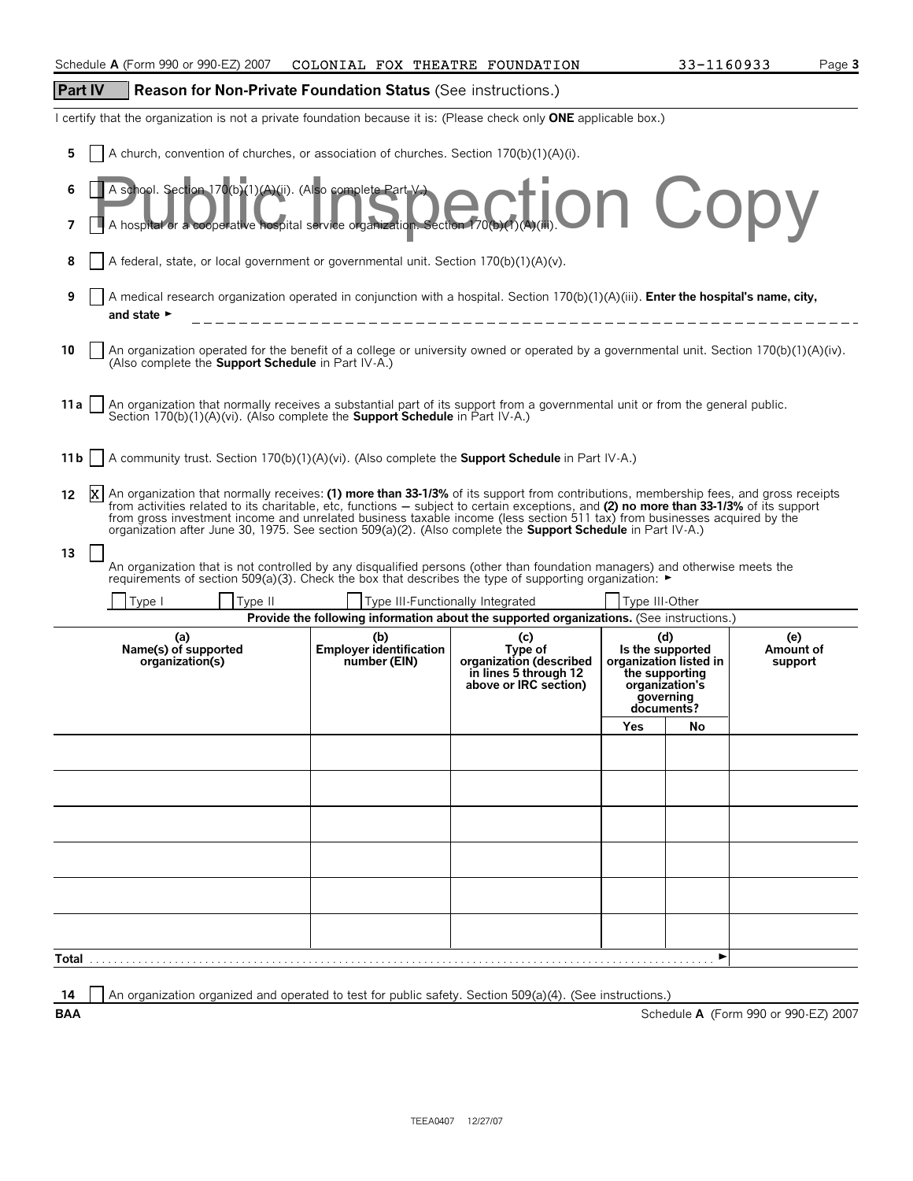Schedule A (Form 990 or 990-EZ) 2007 COLONIAL FOX THEATRE FOUNDATION 33-1160933

## Part IV Reason for Non-Private Foundation Status (See instructions.)

I certify that the organization is not a private foundation because it is: (Please check only **ONE** applicable box.)

**5** ☐ A church, convention of churches, or association of churches. Section 170(b)(1)(A)(i).

**6** ☐ A school. Section 170(b)(1)(A)(ii). (Also complete Part V.)

Public Inspection Copy

**7** ☐ A hospital or a cooperative hospital service organization. Section 170(b)(1)(A)(iii).

**8** ☐ A federal, state, or local government or governmental unit. Section 170(b)(1)(A)(v).

**9** ☐ A medical research organization operated in conjunction with a hospital. Section 170(b)(1)(A)(iii). **Enter the hospital's name, city, and state** ►

**10** ☐ An organization operated for the benefit of a college or university owned or operated by a governmental unit. Section 170(b)(1)(A)(iv). (Also complete the **Support Schedule** in Part IV-A.)

**11a** ☐ An organization that normally receives a substantial part of its support from a governmental unit or from the general public. Section 170(b)(1)(A)(vi). (Also complete the **Support Schedule** in Part IV-A.)

**11b** ☐ A community trust. Section 170(b)(1)(A)(vi). (Also complete the **Support Schedule** in Part IV-A.)

**12** ☒ An organization that normally receives: **(1) more than 33-1/3%** of its support from contributions, membership fees, and gross receipts from activities related to its charitable, etc, functions — subject to certain exceptions, and **(2) no more than 33-1/3%** of its support from gross investment income and unrelated business taxable income (less section 511 tax) from businesses acquired by the organization after June 30, 1975. See section 509(a)(2). (Also complete the **Support Schedule** in Part IV-A.)

**13** ☐ An organization that is not controlled by any disqualified persons (other than foundation managers) and otherwise meets the requirements of section 509(a)(3). Check the box that describes the type of supporting organization: ►

☐ Type I ☐ Type II ☐ Type III-Functionally Integrated ☐ Type III-Other

**Provide the following information about the supported organizations.** (See instructions.)

| (a) Name(s) of supported organization(s) | (b) Employer identification number (EIN) | (c) Type of organization (described in lines 5 through 12 above or IRC section) | (d) Is the supported organization listed in the supporting organization's governing documents? | | (e) Amount of support |
|---|---|---|---|---|---|
| | | | Yes | No | |
| | | | | | |
| | | | | | |
| | | | | | |
| | | | | | |
| | | | | | |
| | | | | | |
| **Total** ► | | | | | |

**14** ☐ An organization organized and operated to test for public safety. Section 509(a)(4). (See instructions.)

BAA Schedule A (Form 990 or 990-EZ) 2007

TEEA0407 12/27/07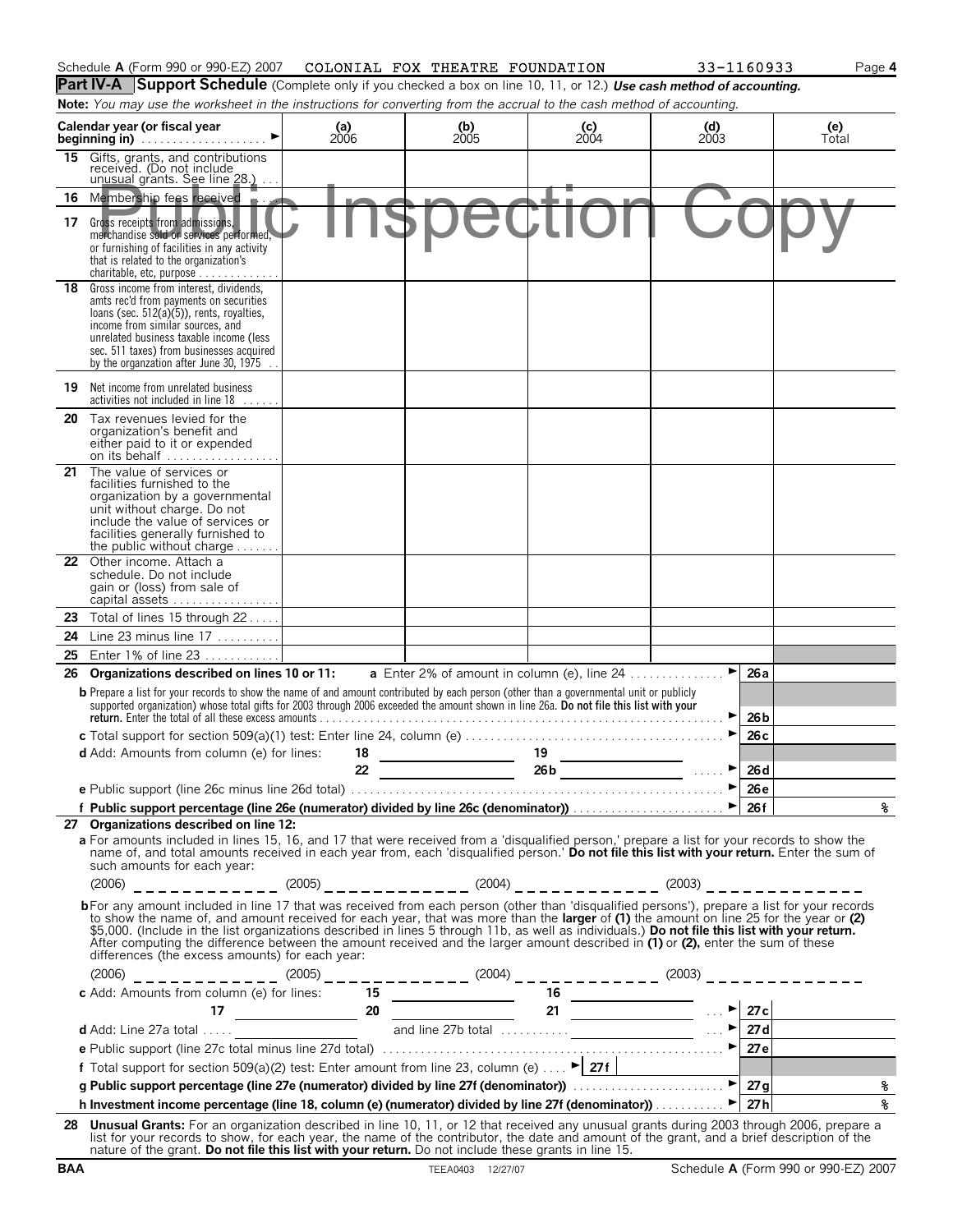Schedule **A** (Form 990 or 990-EZ) 2007 COLONIAL FOX THEATRE FOUNDATION 33-1160933 Page **4**

## Part IV-A Support Schedule

(Complete only if you checked a box on line 10, 11, or 12.) ***Use cash method of accounting.***

**Note:** *You may use the worksheet in the instructions for converting from the accrual to the cash method of accounting.*

Public Inspection Copy

| Calendar year (or fiscal year beginning in) | (a) 2006 | (b) 2005 | (c) 2004 | (d) 2003 | (e) Total |
|---|---|---|---|---|---|
| **15** Gifts, grants, and contributions received. (Do not include unusual grants. See line 28.) | | | | | |
| **16** Membership fees received | | | | | |
| **17** Gross receipts from admissions, merchandise sold or services performed, or furnishing of facilities in any activity that is related to the organization's charitable, etc, purpose | | | | | |
| **18** Gross income from interest, dividends, amts rec'd from payments on securities loans (sec. 512(a)(5)), rents, royalties, income from similar sources, and unrelated business taxable income (less sec. 511 taxes) from businesses acquired by the organzation after June 30, 1975 | | | | | |
| **19** Net income from unrelated business activities not included in line 18 | | | | | |
| **20** Tax revenues levied for the organization's benefit and either paid to it or expended on its behalf | | | | | |
| **21** The value of services or facilities furnished to the organization by a governmental unit without charge. Do not include the value of services or facilities generally furnished to the public without charge | | | | | |
| **22** Other income. Attach a schedule. Do not include gain or (loss) from sale of capital assets | | | | | |
| **23** Total of lines 15 through 22 | | | | | |
| **24** Line 23 minus line 17 | | | | | |
| **25** Enter 1% of line 23 | | | | | |

**26 Organizations described on lines 10 or 11:** **a** Enter 2% of amount in column (e), line 24 ► **26a**

**b** Prepare a list for your records to show the name of and amount contributed by each person (other than a governmental unit or publicly supported organization) whose total gifts for 2003 through 2006 exceeded the amount shown in line 26a. **Do not file this list with your return.** Enter the total of all these excess amounts ► **26b**

**c** Total support for section 509(a)(1) test: Enter line 24, column (e) ► **26c**

**d** Add: Amounts from column (e) for lines: **18** ______ **19** ______ **22** ______ **26b** ______ ► **26d**

**e** Public support (line 26c minus line 26d total) ► **26e**

**f Public support percentage (line 26e (numerator) divided by line 26c (denominator))** ► **26f** %

**27 Organizations described on line 12:**

**a** For amounts included in lines 15, 16, and 17 that were received from a 'disqualified person,' prepare a list for your records to show the name of, and total amounts received in each year from, each 'disqualified person.' **Do not file this list with your return.** Enter the sum of such amounts for each year:

(2006) ______ (2005) ______ (2004) ______ (2003) ______

**b** For any amount included in line 17 that was received from each person (other than 'disqualified persons'), prepare a list for your records to show the name of, and amount received for each year, that was more than the **larger** of **(1)** the amount on line 25 for the year or **(2)** $5,000. (Include in the list organizations described in lines 5 through 11b, as well as individuals.) **Do not file this list with your return.** After computing the difference between the amount received and the larger amount described in **(1)** or **(2)**, enter the sum of these differences (the excess amounts) for each year:

(2006) ______ (2005) ______ (2004) ______ (2003) ______

**c** Add: Amounts from column (e) for lines: **15** ______ **16** ______ **17** ______ **20** ______ **21** ______ ► **27c**

**d** Add: Line 27a total ______ and line 27b total ______ ► **27d**

**e** Public support (line 27c total minus line 27d total) ► **27e**

**f** Total support for section 509(a)(2) test: Enter amount from line 23, column (e) ► **27f**

**g Public support percentage (line 27e (numerator) divided by line 27f (denominator))** ► **27g** %

**h Investment income percentage (line 18, column (e) (numerator) divided by line 27f (denominator))** ► **27h** %

**28 Unusual Grants:** For an organization described in line 10, 11, or 12 that received any unusual grants during 2003 through 2006, prepare a list for your records to show, for each year, the name of the contributor, the date and amount of the grant, and a brief description of the nature of the grant. **Do not file this list with your return.** Do not include these grants in line 15.

BAA TEEA0403 12/27/07 Schedule **A** (Form 990 or 990-EZ) 2007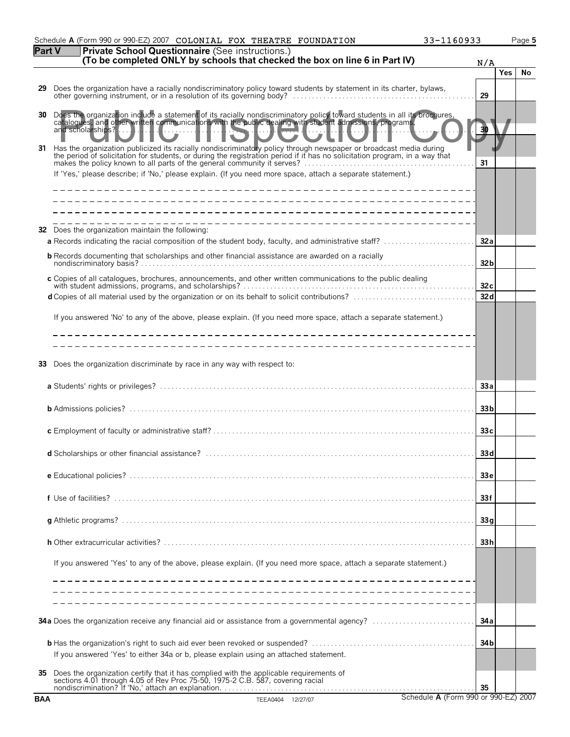Schedule **A** (Form 990 or 990-EZ) 2007 COLONIAL FOX THEATRE FOUNDATION 33-1160933

## Part V — Private School Questionnaire (See instructions.)
**(To be completed ONLY by schools that checked the box on line 6 in Part IV)**

N/A

Public Inspection Copy

| | | Line | Yes | No |
|---|---|---|---|---|
| **29** | Does the organization have a racially nondiscriminatory policy toward students by statement in its charter, bylaws, other governing instrument, or in a resolution of its governing body? | 29 | | |
| **30** | Does the organization include a statement of its racially nondiscriminatory policy toward students in all its brochures, catalogues, and other written communications with the public dealing with student admissions, programs, and scholarships? | 30 | | |
| **31** | Has the organization publicized its racially nondiscriminatory policy through newspaper or broadcast media during the period of solicitation for students, or during the registration period if it has no solicitation program, in a way that makes the policy known to all parts of the general community it serves? | 31 | | |
| | If 'Yes,' please describe; if 'No,' please explain. (If you need more space, attach a separate statement.) | | | |
| **32** | Does the organization maintain the following: | | | |
| | **a** Records indicating the racial composition of the student body, faculty, and administrative staff? | 32a | | |
| | **b** Records documenting that scholarships and other financial assistance are awarded on a racially nondiscriminatory basis? | 32b | | |
| | **c** Copies of all catalogues, brochures, announcements, and other written communications to the public dealing with student admissions, programs, and scholarships? | 32c | | |
| | **d** Copies of all material used by the organization or on its behalf to solicit contributions? | 32d | | |
| | If you answered 'No' to any of the above, please explain. (If you need more space, attach a separate statement.) | | | |
| **33** | Does the organization discriminate by race in any way with respect to: | | | |
| | **a** Students' rights or privileges? | 33a | | |
| | **b** Admissions policies? | 33b | | |
| | **c** Employment of faculty or administrative staff? | 33c | | |
| | **d** Scholarships or other financial assistance? | 33d | | |
| | **e** Educational policies? | 33e | | |
| | **f** Use of facilities? | 33f | | |
| | **g** Athletic programs? | 33g | | |
| | **h** Other extracurricular activities? | 33h | | |
| | If you answered 'Yes' to any of the above, please explain. (If you need more space, attach a separate statement.) | | | |
| **34a** | Does the organization receive any financial aid or assistance from a governmental agency? | 34a | | |
| | **b** Has the organization's right to such aid ever been revoked or suspended? | 34b | | |
| | If you answered 'Yes' to either 34a or b, please explain using an attached statement. | | | |
| **35** | Does the organization certify that it has complied with the applicable requirements of sections 4.01 through 4.05 of Rev Proc 75-50, 1975-2 C.B. 587, covering racial nondiscrimination? If 'No,' attach an explanation. | 35 | | |

BAA TEEA0404 12/27/07 Schedule **A** (Form 990 or 990-EZ) 2007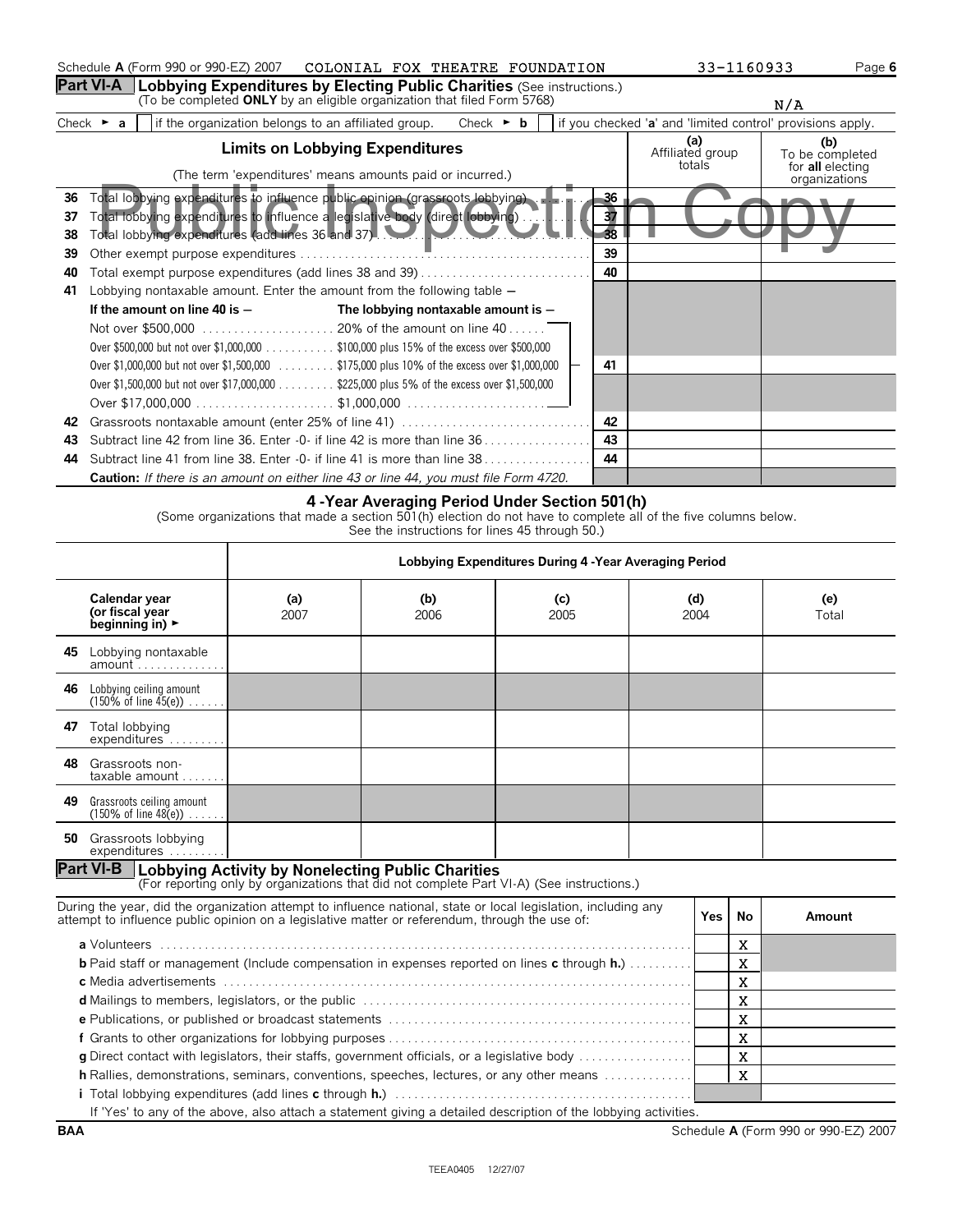Schedule A (Form 990 or 990-EZ) 2007 COLONIAL FOX THEATRE FOUNDATION 33-1160933

## Part VI-A Lobbying Expenditures by Electing Public Charities (See instructions.)

(To be completed **ONLY** by an eligible organization that filed Form 5768) N/A

Check ► **a** [ ] if the organization belongs to an affiliated group. Check ► **b** [ ] if you checked 'a' and 'limited control' provisions apply.

Public Inspection Copy

| | **Limits on Lobbying Expenditures** (The term 'expenditures' means amounts paid or incurred.) | | **(a)** Affiliated group totals | **(b)** To be completed for **all** electing organizations |
|---|---|---|---|---|
| 36 | Total lobbying expenditures to influence public opinion (grassroots lobbying) | 36 | | |
| 37 | Total lobbying expenditures to influence a legislative body (direct lobbying) | 37 | | |
| 38 | Total lobbying expenditures (add lines 36 and 37) | 38 | | |
| 39 | Other exempt purpose expenditures | 39 | | |
| 40 | Total exempt purpose expenditures (add lines 38 and 39) | 40 | | |
| 41 | Lobbying nontaxable amount. Enter the amount from the following table — **If the amount on line 40 is —** / **The lobbying nontaxable amount is —** Not over $500,000 ... 20% of the amount on line 40; Over $500,000 but not over $1,000,000 ... $100,000 plus 15% of the excess over $500,000; Over $1,000,000 but not over $1,500,000 ... $175,000 plus 10% of the excess over $1,000,000; Over $1,500,000 but not over $17,000,000 ... $225,000 plus 5% of the excess over $1,500,000; Over $17,000,000 ... $1,000,000 | 41 | | |
| 42 | Grassroots nontaxable amount (enter 25% of line 41) | 42 | | |
| 43 | Subtract line 42 from line 36. Enter -0- if line 42 is more than line 36 | 43 | | |
| 44 | Subtract line 41 from line 38. Enter -0- if line 41 is more than line 38 | 44 | | |

**Caution:** *If there is an amount on either line 43 or line 44, you must file Form 4720.*

### 4 -Year Averaging Period Under Section 501(h)

(Some organizations that made a section 501(h) election do not have to complete all of the five columns below. See the instructions for lines 45 through 50.)

| | Lobbying Expenditures During 4 -Year Averaging Period | | | | |
|---|---|---|---|---|---|
| **Calendar year (or fiscal year beginning in)** ► | **(a)** 2007 | **(b)** 2006 | **(c)** 2005 | **(d)** 2004 | **(e)** Total |
| **45** Lobbying nontaxable amount | | | | | |
| **46** Lobbying ceiling amount (150% of line 45(e)) | | | | | |
| **47** Total lobbying expenditures | | | | | |
| **48** Grassroots non-taxable amount | | | | | |
| **49** Grassroots ceiling amount (150% of line 48(e)) | | | | | |
| **50** Grassroots lobbying expenditures | | | | | |

## Part VI-B Lobbying Activity by Nonelecting Public Charities

(For reporting only by organizations that did not complete Part VI-A) (See instructions.)

| During the year, did the organization attempt to influence national, state or local legislation, including any attempt to influence public opinion on a legislative matter or referendum, through the use of: | Yes | No | Amount |
|---|---|---|---|
| **a** Volunteers | | X | |
| **b** Paid staff or management (Include compensation in expenses reported on lines **c** through **h.**) | | X | |
| **c** Media advertisements | | X | |
| **d** Mailings to members, legislators, or the public | | X | |
| **e** Publications, or published or broadcast statements | | X | |
| **f** Grants to other organizations for lobbying purposes | | X | |
| **g** Direct contact with legislators, their staffs, government officials, or a legislative body | | X | |
| **h** Rallies, demonstrations, seminars, conventions, speeches, lectures, or any other means | | X | |
| **i** Total lobbying expenditures (add lines **c** through **h.**) | | | |

If 'Yes' to any of the above, also attach a statement giving a detailed description of the lobbying activities.

BAA Schedule **A** (Form 990 or 990-EZ) 2007

TEEA0405 12/27/07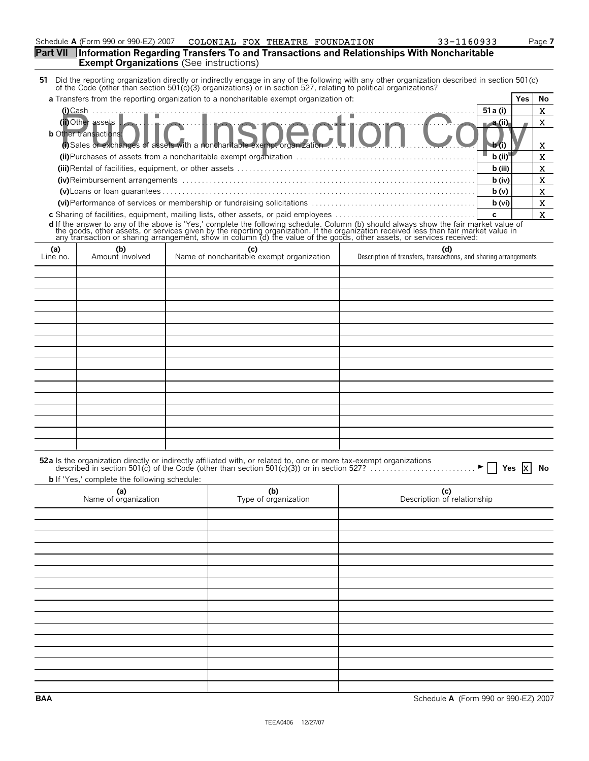## Part VII Information Regarding Transfers To and Transactions and Relationships With Noncharitable Exempt Organizations (See instructions)

**51** Did the reporting organization directly or indirectly engage in any of the following with any other organization described in section 501(c) of the Code (other than section 501(c)(3) organizations) or in section 527, relating to political organizations?

| | | Yes | No |
|---|---|---|---|
| **a** Transfers from the reporting organization to a noncharitable exempt organization of: | | | |
| (i) Cash | 51 a (i) | | X |
| (ii) Other assets | a (ii) | | X |
| **b** Other transactions: | | | |
| (i) Sales or exchanges of assets with a noncharitable exempt organization | b (i) | | X |
| (ii) Purchases of assets from a noncharitable exempt organization | b (ii) | | X |
| (iii) Rental of facilities, equipment, or other assets | b (iii) | | X |
| (iv) Reimbursement arrangements | b (iv) | | X |
| (v) Loans or loan guarantees | b (v) | | X |
| (vi) Performance of services or membership or fundraising solicitations | b (vi) | | X |
| **c** Sharing of facilities, equipment, mailing lists, other assets, or paid employees | c | | X |

**d** If the answer to any of the above is 'Yes,' complete the following schedule. Column (b) should always show the fair market value of the goods, other assets, or services given by the reporting organization. If the organization received less than fair market value in any transaction or sharing arrangement, show in column (d) the value of the goods, other assets, or services received:

| (a) Line no. | (b) Amount involved | (c) Name of noncharitable exempt organization | (d) Description of transfers, transactions, and sharing arrangements |
|---|---|---|---|
| | | | |

**52a** Is the organization directly or indirectly affiliated with, or related to, one or more tax-exempt organizations described in section 501(c) of the Code (other than section 501(c)(3)) or in section 527? ☐ Yes ☒ No

**b** If 'Yes,' complete the following schedule:

| (a) Name of organization | (b) Type of organization | (c) Description of relationship |
|---|---|---|
| | | |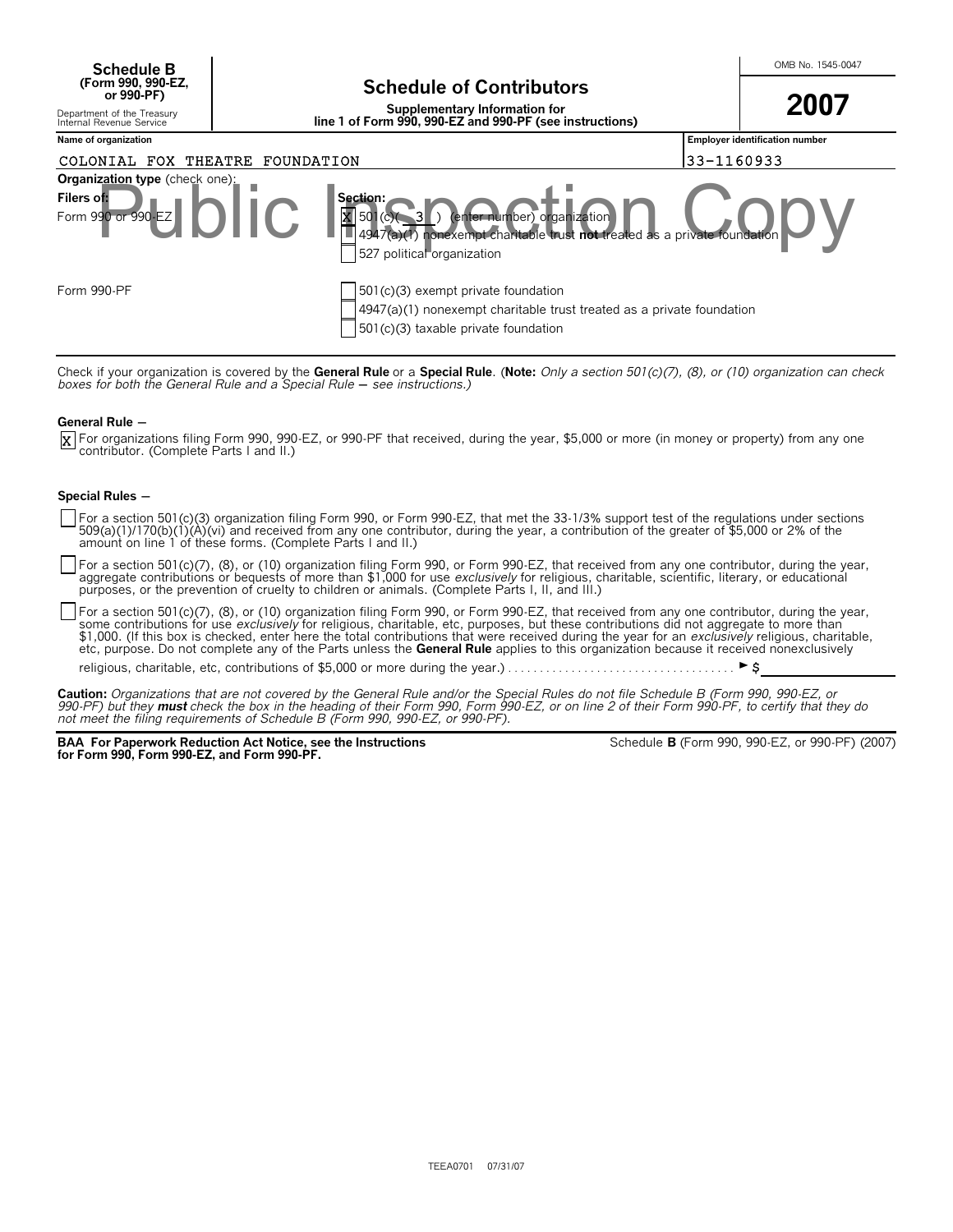**Schedule B (Form 990, 990-EZ, or 990-PF)**

Department of the Treasury
Internal Revenue Service

# Schedule of Contributors

**Supplementary Information for line 1 of Form 990, 990-EZ and 990-PF (see instructions)**

OMB No. 1545-0047

**2007**

| Name of organization | Employer identification number |
|---|---|
| COLONIAL FOX THEATRE FOUNDATION | 33-1160933 |

Public Inspection Copy

**Organization type** (check one):

| Filers of: | Section: |
|---|---|
| Form 990 or 990-EZ | [X] 501(c)( 3 ) (enter number) organization |
| | [ ] 4947(a)(1) nonexempt charitable trust **not** treated as a private foundation |
| | [ ] 527 political organization |
| Form 990-PF | [ ] 501(c)(3) exempt private foundation |
| | [ ] 4947(a)(1) nonexempt charitable trust treated as a private foundation |
| | [ ] 501(c)(3) taxable private foundation |

Check if your organization is covered by the **General Rule** or a **Special Rule**. (**Note:** *Only a section 501(c)(7), (8), or (10) organization can check boxes for both the General Rule and a Special Rule — see instructions.)*

**General Rule —**

[X] For organizations filing Form 990, 990-EZ, or 990-PF that received, during the year, $5,000 or more (in money or property) from any one contributor. (Complete Parts I and II.)

**Special Rules —**

[ ] For a section 501(c)(3) organization filing Form 990, or Form 990-EZ, that met the 33-1/3% support test of the regulations under sections 509(a)(1)/170(b)(1)(A)(vi) and received from any one contributor, during the year, a contribution of the greater of $5,000 or 2% of the amount on line 1 of these forms. (Complete Parts I and II.)

[ ] For a section 501(c)(7), (8), or (10) organization filing Form 990, or Form 990-EZ, that received from any one contributor, during the year, aggregate contributions or bequests of more than $1,000 for use *exclusively* for religious, charitable, scientific, literary, or educational purposes, or the prevention of cruelty to children or animals. (Complete Parts I, II, and III.)

[ ] For a section 501(c)(7), (8), or (10) organization filing Form 990, or Form 990-EZ, that received from any one contributor, during the year, some contributions for use *exclusively* for religious, charitable, etc, purposes, but these contributions did not aggregate to more than $1,000. (If this box is checked, enter here the total contributions that were received during the year for an *exclusively* religious, charitable, etc, purpose. Do not complete any of the Parts unless the **General Rule** applies to this organization because it received nonexclusively religious, charitable, etc, contributions of $5,000 or more during the year.) . . . . . . . . . . . . . . . . . . . . . . . . . . . . . . . . . . . ► $

**Caution:** *Organizations that are not covered by the General Rule and/or the Special Rules do not file Schedule B (Form 990, 990-EZ, or 990-PF) but they* ***must*** *check the box in the heading of their Form 990, Form 990-EZ, or on line 2 of their Form 990-PF, to certify that they do not meet the filing requirements of Schedule B (Form 990, 990-EZ, or 990-PF).*

**BAA For Paperwork Reduction Act Notice, see the Instructions for Form 990, Form 990-EZ, and Form 990-PF.**

Schedule **B** (Form 990, 990-EZ, or 990-PF) (2007)

TEEA0701 07/31/07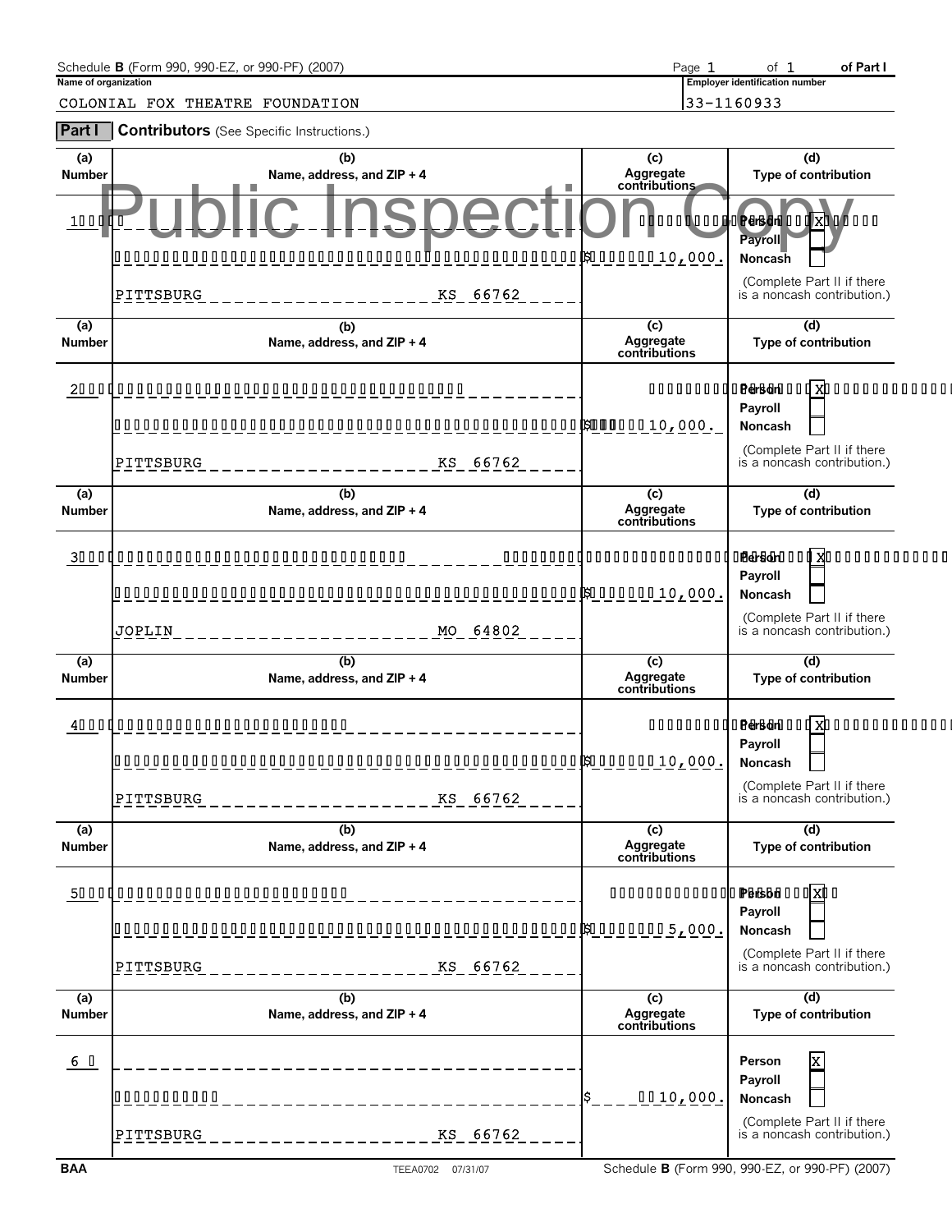Schedule **B** (Form 990, 990-EZ, or 990-PF) (2007) Page 1 of 1 **of Part I**

**Name of organization**

COLONIAL FOX THEATRE FOUNDATION

**Employer identification number**

33-1160933

Public Inspection Copy

## Part I Contributors (See Specific Instructions.)

| (a) Number | (b) Name, address, and ZIP + 4 | (c) Aggregate contributions | (d) Type of contribution |
|---|---|---|---|
| 1 | PITTSBURG KS 66762 | $ 10,000. | Person [X] Payroll [ ] Noncash [ ] (Complete Part II if there is a noncash contribution.) |
| 2 | PITTSBURG KS 66762 | $ 10,000. | Person [X] Payroll [ ] Noncash [ ] (Complete Part II if there is a noncash contribution.) |
| 3 | JOPLIN MO 64802 | $ 10,000. | Person [X] Payroll [ ] Noncash [ ] (Complete Part II if there is a noncash contribution.) |
| 4 | PITTSBURG KS 66762 | $ 10,000. | Person [X] Payroll [ ] Noncash [ ] (Complete Part II if there is a noncash contribution.) |
| 5 | PITTSBURG KS 66762 | $ 5,000. | Person [X] Payroll [ ] Noncash [ ] (Complete Part II if there is a noncash contribution.) |
| 6 | PITTSBURG KS 66762 | $ 10,000. | Person [X] Payroll [ ] Noncash [ ] (Complete Part II if there is a noncash contribution.) |

BAA TEEA0702 07/31/07 Schedule **B** (Form 990, 990-EZ, or 990-PF) (2007)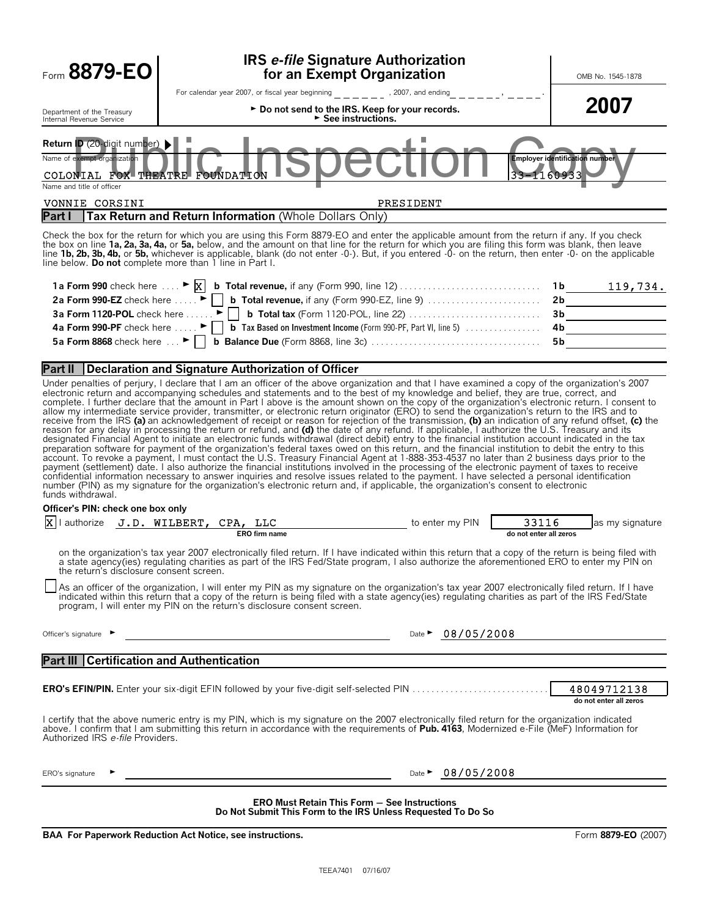Form **8879-EO**

Department of the Treasury
Internal Revenue Service

# IRS *e-file* Signature Authorization for an Exempt Organization

For calendar year 2007, or fiscal year beginning _______ , 2007, and ending ______, ____.

► **Do not send to the IRS. Keep for your records.**
► **See instructions.**

OMB No. 1545-1878

**2007**

Public Inspection Copy

**Return ID** (20-digit number) ►

| Name of exempt organization | Employer identification number |
|---|---|
| COLONIAL FOX THEATRE FOUNDATION | 33-1160933 |

Name and title of officer

VONNIE CORSINI PRESIDENT

## Part I Tax Return and Return Information (Whole Dollars Only)

Check the box for the return for which you are using this Form 8879-EO and enter the applicable amount from the return if any. If you check the box on line **1a, 2a, 3a, 4a,** or **5a,** below, and the amount on that line for the return for which you are filing this form was blank, then leave line **1b, 2b, 3b, 4b,** or **5b,** whichever is applicable, blank (do not enter -0-). But, if you entered -0- on the return, then enter -0- on the applicable line below. **Do not** complete more than 1 line in Part I.

| | | | |
|---|---|---|---|
| **1a Form 990** check here ► [X] | **b Total revenue,** if any (Form 990, line 12) | 1b | 119,734. |
| **2a Form 990-EZ** check here ► [ ] | **b Total revenue,** if any (Form 990-EZ, line 9) | 2b | |
| **3a Form 1120-POL** check here ► [ ] | **b Total tax** (Form 1120-POL, line 22) | 3b | |
| **4a Form 990-PF** check here ► [ ] | **b Tax Based on Investment Income** (Form 990-PF, Part VI, line 5) | 4b | |
| **5a Form 8868** check here ► [ ] | **b Balance Due** (Form 8868, line 3c) | 5b | |

## Part II Declaration and Signature Authorization of Officer

Under penalties of perjury, I declare that I am an officer of the above organization and that I have examined a copy of the organization's 2007 electronic return and accompanying schedules and statements and to the best of my knowledge and belief, they are true, correct, and complete. I further declare that the amount in Part I above is the amount shown on the copy of the organization's electronic return. I consent to allow my intermediate service provider, transmitter, or electronic return originator (ERO) to send the organization's return to the IRS and to receive from the IRS **(a)** an acknowledgement of receipt or reason for rejection of the transmission, **(b)** an indication of any refund offset, **(c)** the reason for any delay in processing the return or refund, and **(d)** the date of any refund. If applicable, I authorize the U.S. Treasury and its designated Financial Agent to initiate an electronic funds withdrawal (direct debit) entry to the financial institution account indicated in the tax preparation software for payment of the organization's federal taxes owed on this return, and the financial institution to debit the entry to this account. To revoke a payment, I must contact the U.S. Treasury Financial Agent at 1-888-353-4537 no later than 2 business days prior to the payment (settlement) date. I also authorize the financial institutions involved in the processing of the electronic payment of taxes to receive confidential information necessary to answer inquiries and resolve issues related to the payment. I have selected a personal identification number (PIN) as my signature for the organization's electronic return and, if applicable, the organization's consent to electronic funds withdrawal.

**Officer's PIN: check one box only**

[X] I authorize J.D. WILBERT, CPA, LLC (ERO firm name) to enter my PIN 33116 (do not enter all zeros) as my signature on the organization's tax year 2007 electronically filed return. If I have indicated within this return that a copy of the return is being filed with a state agency(ies) regulating charities as part of the IRS Fed/State program, I also authorize the aforementioned ERO to enter my PIN on the return's disclosure consent screen.

[ ] As an officer of the organization, I will enter my PIN as my signature on the organization's tax year 2007 electronically filed return. If I have indicated within this return that a copy of the return is being filed with a state agency(ies) regulating charities as part of the IRS Fed/State program, I will enter my PIN on the return's disclosure consent screen.

Officer's signature ► ______________________ Date ► 08/05/2008

## Part III Certification and Authentication

**ERO's EFIN/PIN.** Enter your six-digit EFIN followed by your five-digit self-selected PIN . . . . 48049712138 (do not enter all zeros)

I certify that the above numeric entry is my PIN, which is my signature on the 2007 electronically filed return for the organization indicated above. I confirm that I am submitting this return in accordance with the requirements of **Pub. 4163**, Modernized e-File (MeF) Information for Authorized IRS *e-file* Providers.

ERO's signature ► ______________________ Date ► 08/05/2008

**ERO Must Retain This Form — See Instructions**
**Do Not Submit This Form to the IRS Unless Requested To Do So**

**BAA For Paperwork Reduction Act Notice, see instructions.** Form **8879-EO** (2007)

TEEA7401 07/16/07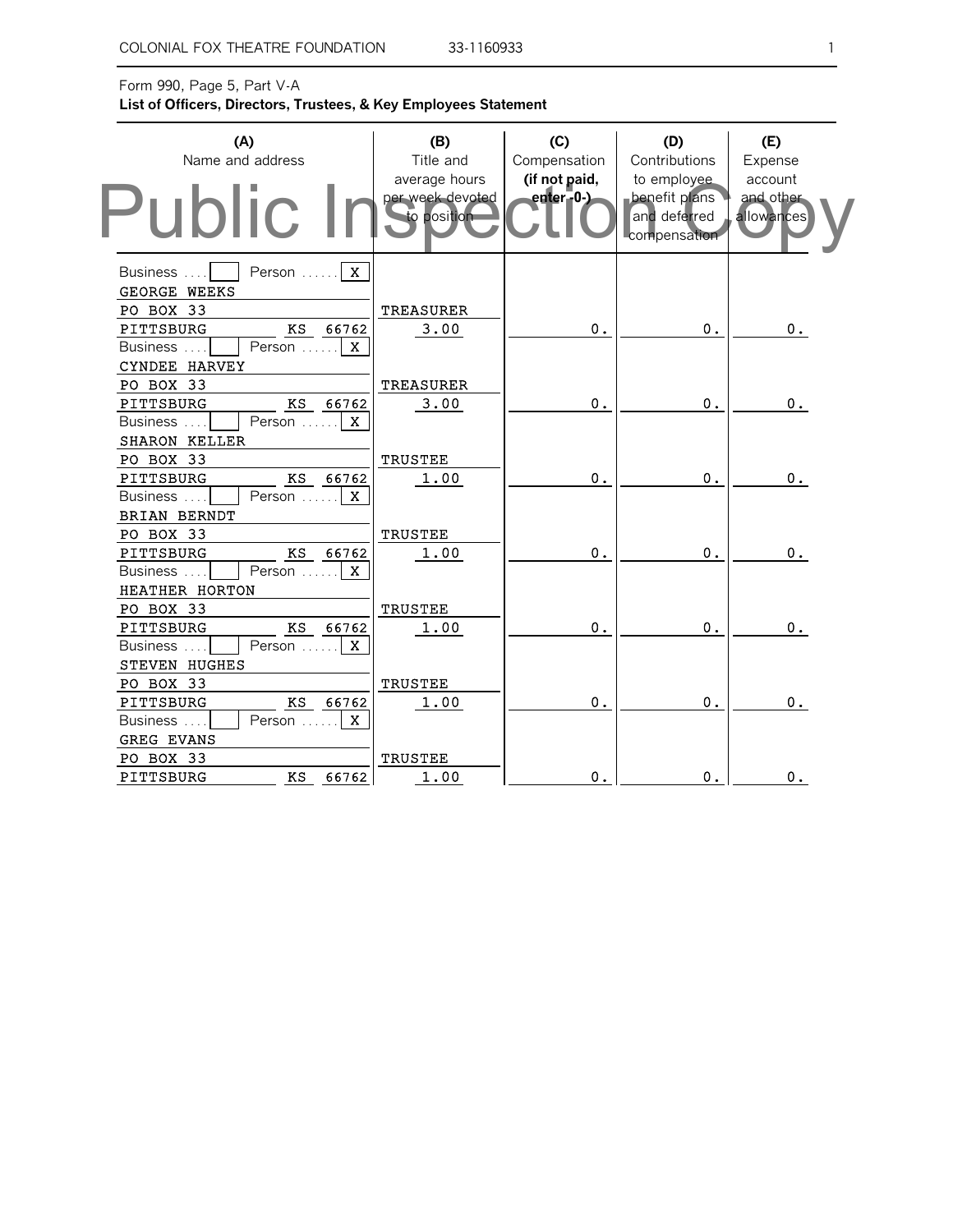Form 990, Page 5, Part V-A

**List of Officers, Directors, Trustees, & Key Employees Statement**

Public Inspection Copy

| (A) Name and address | (B) Title and average hours per week devoted to position | (C) Compensation (if not paid, enter -0-) | (D) Contributions to employee benefit plans and deferred compensation | (E) Expense account and other allowances |
|---|---|---|---|---|
| Business .... [ ] Person ...... [X]<br>GEORGE WEEKS<br>PO BOX 33<br>PITTSBURG KS 66762 | TREASURER<br>3.00 | 0. | 0. | 0. |
| Business .... [ ] Person ...... [X]<br>CYNDEE HARVEY<br>PO BOX 33<br>PITTSBURG KS 66762 | TREASURER<br>3.00 | 0. | 0. | 0. |
| Business .... [ ] Person ...... [X]<br>SHARON KELLER<br>PO BOX 33<br>PITTSBURG KS 66762 | TRUSTEE<br>1.00 | 0. | 0. | 0. |
| Business .... [ ] Person ...... [X]<br>BRIAN BERNDT<br>PO BOX 33<br>PITTSBURG KS 66762 | TRUSTEE<br>1.00 | 0. | 0. | 0. |
| Business .... [ ] Person ...... [X]<br>HEATHER HORTON<br>PO BOX 33<br>PITTSBURG KS 66762 | TRUSTEE<br>1.00 | 0. | 0. | 0. |
| Business .... [ ] Person ...... [X]<br>STEVEN HUGHES<br>PO BOX 33<br>PITTSBURG KS 66762 | TRUSTEE<br>1.00 | 0. | 0. | 0. |
| Business .... [ ] Person ...... [X]<br>GREG EVANS<br>PO BOX 33<br>PITTSBURG KS 66762 | TRUSTEE<br>1.00 | 0. | 0. | 0. |